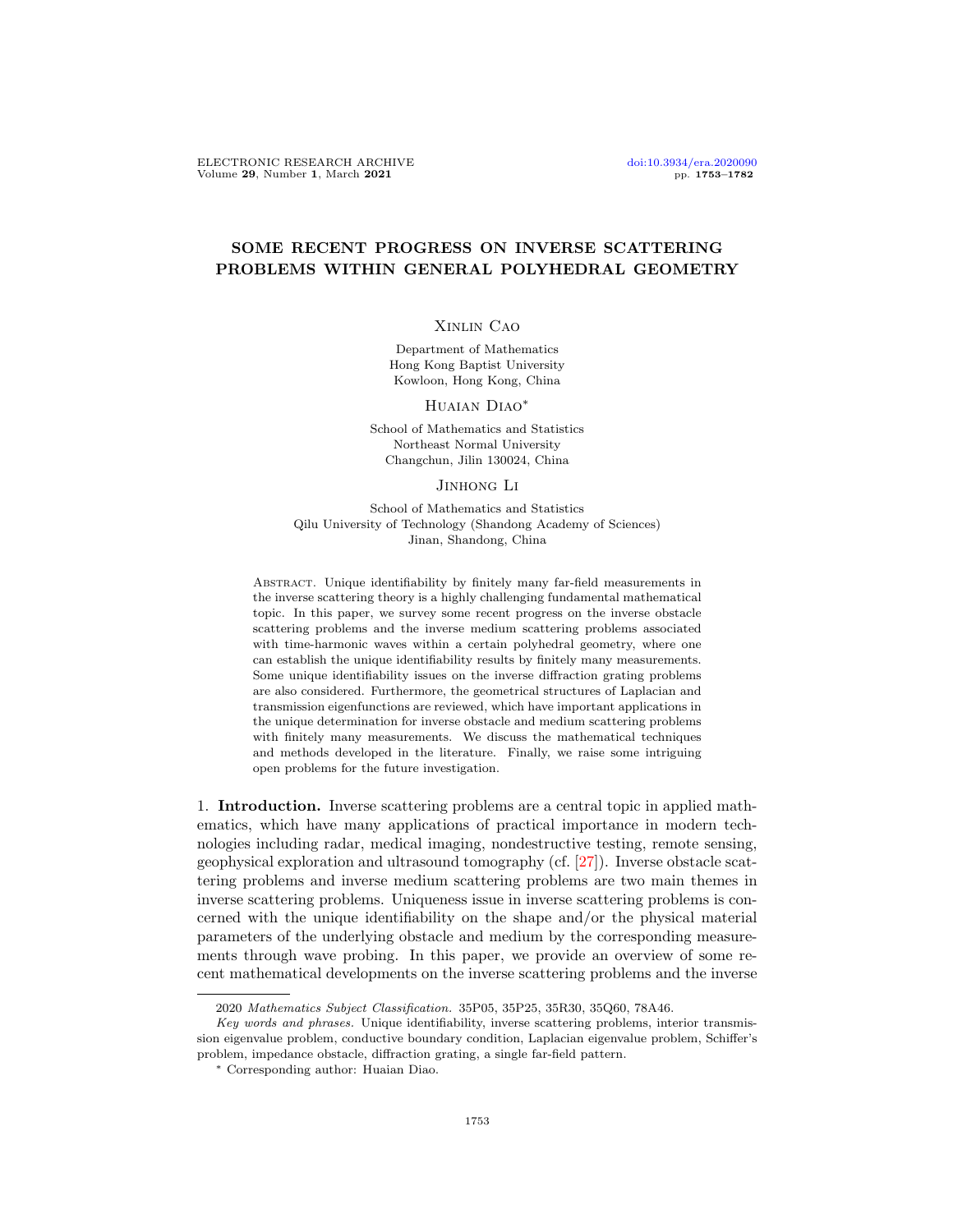# SOME RECENT PROGRESS ON INVERSE SCATTERING PROBLEMS WITHIN GENERAL POLYHEDRAL GEOMETRY

Xinlin Cao

Department of Mathematics
Hong Kong Baptist University
Kowloon, Hong Kong, China

Huaian Diao*

School of Mathematics and Statistics
Northeast Normal University
Changchun, Jilin 130024, China

Jinhong Li

School of Mathematics and Statistics
Qilu University of Technology (Shandong Academy of Sciences)
Jinan, Shandong, China

Abstract. Unique identifiability by finitely many far-field measurements in the inverse scattering theory is a highly challenging fundamental mathematical topic. In this paper, we survey some recent progress on the inverse obstacle scattering problems and the inverse medium scattering problems associated with time-harmonic waves within a certain polyhedral geometry, where one can establish the unique identifiability results by finitely many measurements. Some unique identifiability issues on the inverse diffraction grating problems are also considered. Furthermore, the geometrical structures of Laplacian and transmission eigenfunctions are reviewed, which have important applications in the unique determination for inverse obstacle and medium scattering problems with finitely many measurements. We discuss the mathematical techniques and methods developed in the literature. Finally, we raise some intriguing open problems for the future investigation.

## 1. Introduction.

Inverse scattering problems are a central topic in applied mathematics, which have many applications of practical importance in modern technologies including radar, medical imaging, nondestructive testing, remote sensing, geophysical exploration and ultrasound tomography (cf. [27]). Inverse obstacle scattering problems and inverse medium scattering problems are two main themes in inverse scattering problems. Uniqueness issue in inverse scattering problems is concerned with the unique identifiability on the shape and/or the physical material parameters of the underlying obstacle and medium by the corresponding measurements through wave probing. In this paper, we provide an overview of some recent mathematical developments on the inverse scattering problems and the inverse

---

2020 *Mathematics Subject Classification.* 35P05, 35P25, 35R30, 35Q60, 78A46.

*Key words and phrases.* Unique identifiability, inverse scattering problems, interior transmission eigenvalue problem, conductive boundary condition, Laplacian eigenvalue problem, Schiffer's problem, impedance obstacle, diffraction grating, a single far-field pattern.

* Corresponding author: Huaian Diao.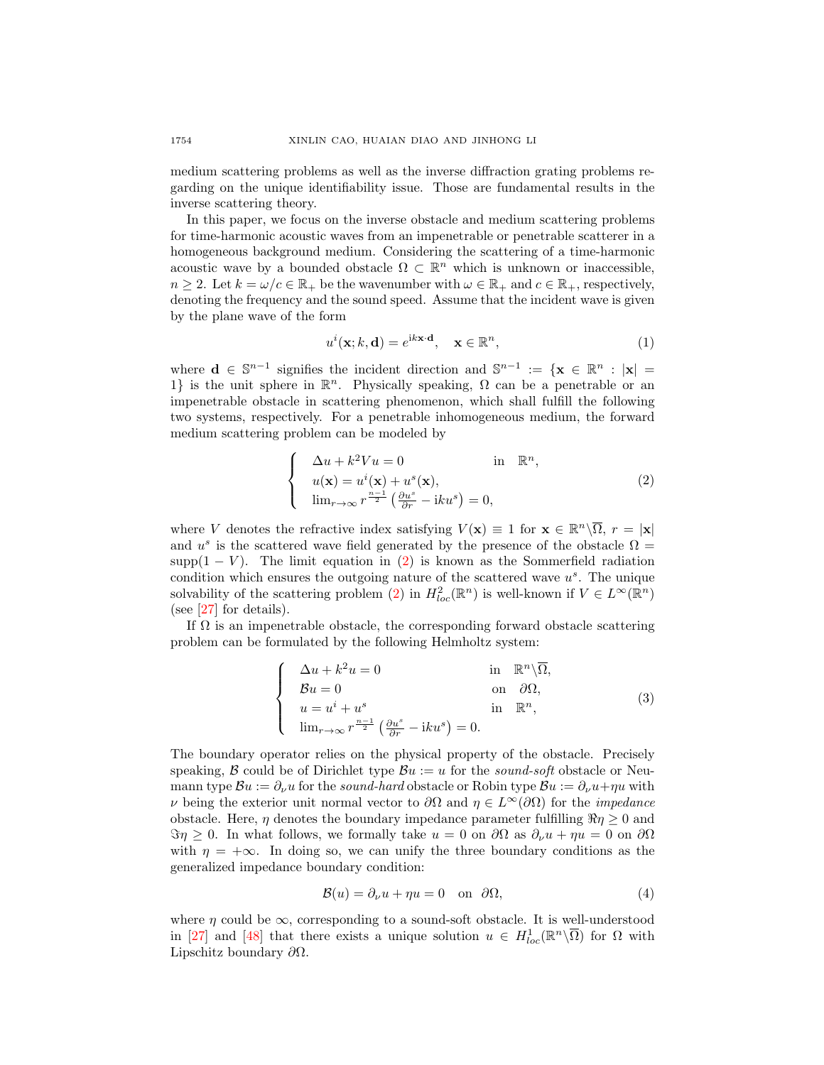medium scattering problems as well as the inverse diffraction grating problems regarding on the unique identifiability issue. Those are fundamental results in the inverse scattering theory.

In this paper, we focus on the inverse obstacle and medium scattering problems for time-harmonic acoustic waves from an impenetrable or penetrable scatterer in a homogeneous background medium. Considering the scattering of a time-harmonic acoustic wave by a bounded obstacle $\Omega \subset \mathbb{R}^n$ which is unknown or inaccessible, $n \geq 2$. Let $k = \omega/c \in \mathbb{R}_+$ be the wavenumber with $\omega \in \mathbb{R}_+$ and $c \in \mathbb{R}_+$, respectively, denoting the frequency and the sound speed. Assume that the incident wave is given by the plane wave of the form

$$u^i(\mathbf{x}; k, \mathbf{d}) = e^{\mathrm{i}k\mathbf{x}\cdot\mathbf{d}}, \quad \mathbf{x} \in \mathbb{R}^n, \tag{1}$$

where $\mathbf{d} \in \mathbb{S}^{n-1}$ signifies the incident direction and $\mathbb{S}^{n-1} := \{\mathbf{x} \in \mathbb{R}^n : |\mathbf{x}| = 1\}$ is the unit sphere in $\mathbb{R}^n$. Physically speaking, $\Omega$ can be a penetrable or an impenetrable obstacle in scattering phenomenon, which shall fulfill the following two systems, respectively. For a penetrable inhomogeneous medium, the forward medium scattering problem can be modeled by

$$\begin{cases} \Delta u + k^2 V u = 0 & \text{in} \quad \mathbb{R}^n, \\ u(\mathbf{x}) = u^i(\mathbf{x}) + u^s(\mathbf{x}), \\ \lim_{r\to\infty} r^{\frac{n-1}{2}} \left( \frac{\partial u^s}{\partial r} - \mathrm{i}k u^s \right) = 0, \end{cases} \tag{2}$$

where $V$ denotes the refractive index satisfying $V(\mathbf{x}) \equiv 1$ for $\mathbf{x} \in \mathbb{R}^n \backslash \overline{\Omega}$, $r = |\mathbf{x}|$ and $u^s$ is the scattered wave field generated by the presence of the obstacle $\Omega = \mathrm{supp}(1 - V)$. The limit equation in (2) is known as the Sommerfeld radiation condition which ensures the outgoing nature of the scattered wave $u^s$. The unique solvability of the scattering problem (2) in $H^2_{loc}(\mathbb{R}^n)$ is well-known if $V \in L^\infty(\mathbb{R}^n)$ (see [27] for details).

If $\Omega$ is an impenetrable obstacle, the corresponding forward obstacle scattering problem can be formulated by the following Helmholtz system:

$$\begin{cases} \Delta u + k^2 u = 0 & \text{in} \quad \mathbb{R}^n \backslash \overline{\Omega}, \\ \mathcal{B}u = 0 & \text{on} \quad \partial\Omega, \\ u = u^i + u^s & \text{in} \quad \mathbb{R}^n, \\ \lim_{r\to\infty} r^{\frac{n-1}{2}} \left( \frac{\partial u^s}{\partial r} - \mathrm{i}k u^s \right) = 0. \end{cases} \tag{3}$$

The boundary operator relies on the physical property of the obstacle. Precisely speaking, $\mathcal{B}$ could be of Dirichlet type $\mathcal{B}u := u$ for the *sound-soft* obstacle or Neumann type $\mathcal{B}u := \partial_\nu u$ for the *sound-hard* obstacle or Robin type $\mathcal{B}u := \partial_\nu u + \eta u$ with $\nu$ being the exterior unit normal vector to $\partial\Omega$ and $\eta \in L^\infty(\partial\Omega)$ for the *impedance* obstacle. Here, $\eta$ denotes the boundary impedance parameter fulfilling $\Re\eta \geq 0$ and $\Im\eta \geq 0$. In what follows, we formally take $u = 0$ on $\partial\Omega$ as $\partial_\nu u + \eta u = 0$ on $\partial\Omega$ with $\eta = +\infty$. In doing so, we can unify the three boundary conditions as the generalized impedance boundary condition:

$$\mathcal{B}(u) = \partial_\nu u + \eta u = 0 \quad \text{on} \quad \partial\Omega, \tag{4}$$

where $\eta$ could be $\infty$, corresponding to a sound-soft obstacle. It is well-understood in [27] and [48] that there exists a unique solution $u \in H^1_{loc}(\mathbb{R}^n \backslash \overline{\Omega})$ for $\Omega$ with Lipschitz boundary $\partial\Omega$.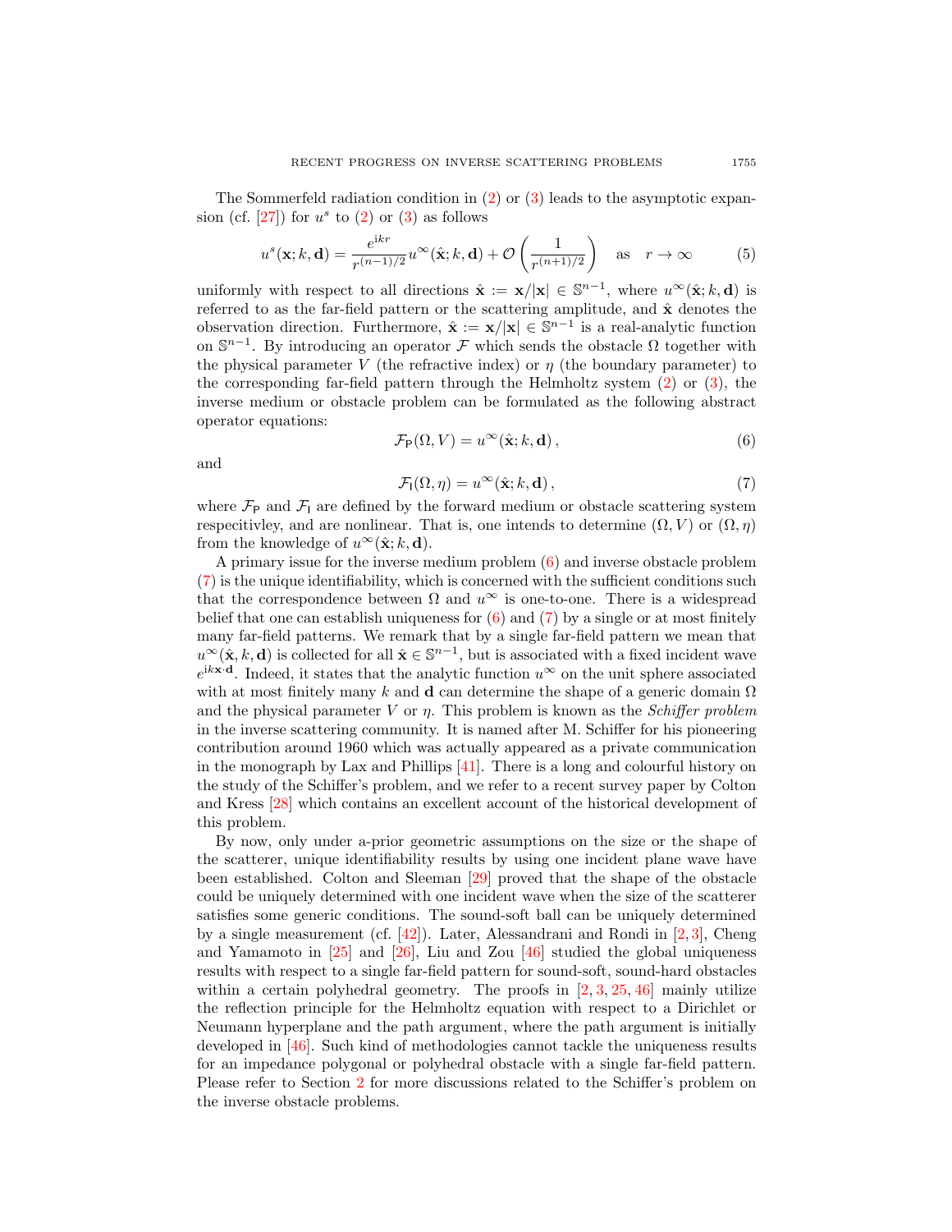The Sommerfeld radiation condition in (2) or (3) leads to the asymptotic expansion (cf. [27]) for $u^s$ to (2) or (3) as follows

$$u^s(\mathbf{x}; k, \mathbf{d}) = \frac{e^{\mathrm{i}kr}}{r^{(n-1)/2}} u^\infty(\hat{\mathbf{x}}; k, \mathbf{d}) + \mathcal{O}\left(\frac{1}{r^{(n+1)/2}}\right) \quad \text{as} \quad r \to \infty \tag{5}$$

uniformly with respect to all directions $\hat{\mathbf{x}} := \mathbf{x}/|\mathbf{x}| \in \mathbb{S}^{n-1}$, where $u^\infty(\hat{\mathbf{x}}; k, \mathbf{d})$ is referred to as the far-field pattern or the scattering amplitude, and $\hat{\mathbf{x}}$ denotes the observation direction. Furthermore, $\hat{\mathbf{x}} := \mathbf{x}/|\mathbf{x}| \in \mathbb{S}^{n-1}$ is a real-analytic function on $\mathbb{S}^{n-1}$. By introducing an operator $\mathcal{F}$ which sends the obstacle $\Omega$ together with the physical parameter $V$ (the refractive index) or $\eta$ (the boundary parameter) to the corresponding far-field pattern through the Helmholtz system (2) or (3), the inverse medium or obstacle problem can be formulated as the following abstract operator equations:

$$\mathcal{F}_{\mathsf{P}}(\Omega, V) = u^\infty(\hat{\mathbf{x}}; k, \mathbf{d})\,, \tag{6}$$

and

$$\mathcal{F}_{\mathsf{I}}(\Omega, \eta) = u^\infty(\hat{\mathbf{x}}; k, \mathbf{d})\,, \tag{7}$$

where $\mathcal{F}_{\mathsf{P}}$ and $\mathcal{F}_{\mathsf{I}}$ are defined by the forward medium or obstacle scattering system respecitivley, and are nonlinear. That is, one intends to determine $(\Omega, V)$ or $(\Omega, \eta)$ from the knowledge of $u^\infty(\hat{\mathbf{x}}; k, \mathbf{d})$.

A primary issue for the inverse medium problem (6) and inverse obstacle problem (7) is the unique identifiability, which is concerned with the sufficient conditions such that the correspondence between $\Omega$ and $u^\infty$ is one-to-one. There is a widespread belief that one can establish uniqueness for (6) and (7) by a single or at most finitely many far-field patterns. We remark that by a single far-field pattern we mean that $u^\infty(\hat{\mathbf{x}}, k, \mathbf{d})$ is collected for all $\hat{\mathbf{x}} \in \mathbb{S}^{n-1}$, but is associated with a fixed incident wave $e^{\mathrm{i}k\mathbf{x}\cdot\mathbf{d}}$. Indeed, it states that the analytic function $u^\infty$ on the unit sphere associated with at most finitely many $k$ and $\mathbf{d}$ can determine the shape of a generic domain $\Omega$ and the physical parameter $V$ or $\eta$. This problem is known as the *Schiffer problem* in the inverse scattering community. It is named after M. Schiffer for his pioneering contribution around 1960 which was actually appeared as a private communication in the monograph by Lax and Phillips [41]. There is a long and colourful history on the study of the Schiffer's problem, and we refer to a recent survey paper by Colton and Kress [28] which contains an excellent account of the historical development of this problem.

By now, only under a-prior geometric assumptions on the size or the shape of the scatterer, unique identifiability results by using one incident plane wave have been established. Colton and Sleeman [29] proved that the shape of the obstacle could be uniquely determined with one incident wave when the size of the scatterer satisfies some generic conditions. The sound-soft ball can be uniquely determined by a single measurement (cf. [42]). Later, Alessandrani and Rondi in [2,3], Cheng and Yamamoto in [25] and [26], Liu and Zou [46] studied the global uniqueness results with respect to a single far-field pattern for sound-soft, sound-hard obstacles within a certain polyhedral geometry. The proofs in [2, 3, 25, 46] mainly utilize the reflection principle for the Helmholtz equation with respect to a Dirichlet or Neumann hyperplane and the path argument, where the path argument is initially developed in [46]. Such kind of methodologies cannot tackle the uniqueness results for an impedance polygonal or polyhedral obstacle with a single far-field pattern. Please refer to Section 2 for more discussions related to the Schiffer's problem on the inverse obstacle problems.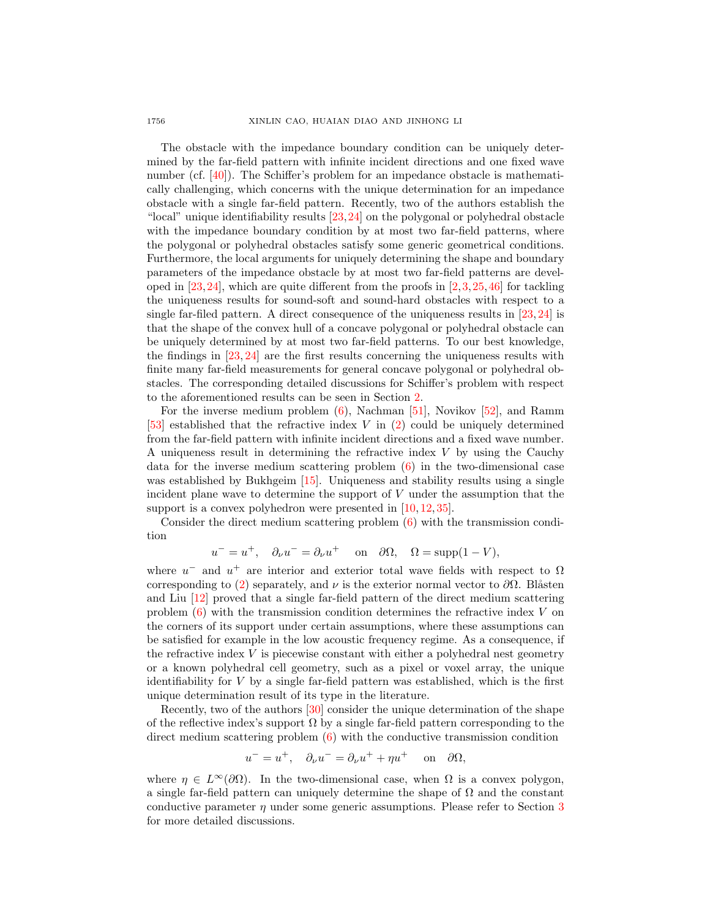The obstacle with the impedance boundary condition can be uniquely determined by the far-field pattern with infinite incident directions and one fixed wave number (cf. [40]). The Schiffer's problem for an impedance obstacle is mathematically challenging, which concerns with the unique determination for an impedance obstacle with a single far-field pattern. Recently, two of the authors establish the "local" unique identifiability results [23,24] on the polygonal or polyhedral obstacle with the impedance boundary condition by at most two far-field patterns, where the polygonal or polyhedral obstacles satisfy some generic geometrical conditions. Furthermore, the local arguments for uniquely determining the shape and boundary parameters of the impedance obstacle by at most two far-field patterns are developed in [23,24], which are quite different from the proofs in [2,3,25,46] for tackling the uniqueness results for sound-soft and sound-hard obstacles with respect to a single far-filed pattern. A direct consequence of the uniqueness results in [23,24] is that the shape of the convex hull of a concave polygonal or polyhedral obstacle can be uniquely determined by at most two far-field patterns. To our best knowledge, the findings in [23,24] are the first results concerning the uniqueness results with finite many far-field measurements for general concave polygonal or polyhedral obstacles. The corresponding detailed discussions for Schiffer's problem with respect to the aforementioned results can be seen in Section 2.

For the inverse medium problem (6), Nachman [51], Novikov [52], and Ramm [53] established that the refractive index $V$ in (2) could be uniquely determined from the far-field pattern with infinite incident directions and a fixed wave number. A uniqueness result in determining the refractive index $V$ by using the Cauchy data for the inverse medium scattering problem (6) in the two-dimensional case was established by Bukhgeim [15]. Uniqueness and stability results using a single incident plane wave to determine the support of $V$ under the assumption that the support is a convex polyhedron were presented in [10,12,35].

Consider the direct medium scattering problem (6) with the transmission condition

$$u^- = u^+, \quad \partial_\nu u^- = \partial_\nu u^+ \quad \text{on} \quad \partial\Omega, \quad \Omega = \operatorname{supp}(1-V),$$

where $u^-$ and $u^+$ are interior and exterior total wave fields with respect to $\Omega$ corresponding to (2) separately, and $\nu$ is the exterior normal vector to $\partial\Omega$. Blåsten and Liu [12] proved that a single far-field pattern of the direct medium scattering problem (6) with the transmission condition determines the refractive index $V$ on the corners of its support under certain assumptions, where these assumptions can be satisfied for example in the low acoustic frequency regime. As a consequence, if the refractive index $V$ is piecewise constant with either a polyhedral nest geometry or a known polyhedral cell geometry, such as a pixel or voxel array, the unique identifiability for $V$ by a single far-field pattern was established, which is the first unique determination result of its type in the literature.

Recently, two of the authors [30] consider the unique determination of the shape of the reflective index's support $\Omega$ by a single far-field pattern corresponding to the direct medium scattering problem (6) with the conductive transmission condition

$$u^- = u^+, \quad \partial_\nu u^- = \partial_\nu u^+ + \eta u^+ \quad \text{on} \quad \partial\Omega,$$

where $\eta \in L^\infty(\partial\Omega)$. In the two-dimensional case, when $\Omega$ is a convex polygon, a single far-field pattern can uniquely determine the shape of $\Omega$ and the constant conductive parameter $\eta$ under some generic assumptions. Please refer to Section 3 for more detailed discussions.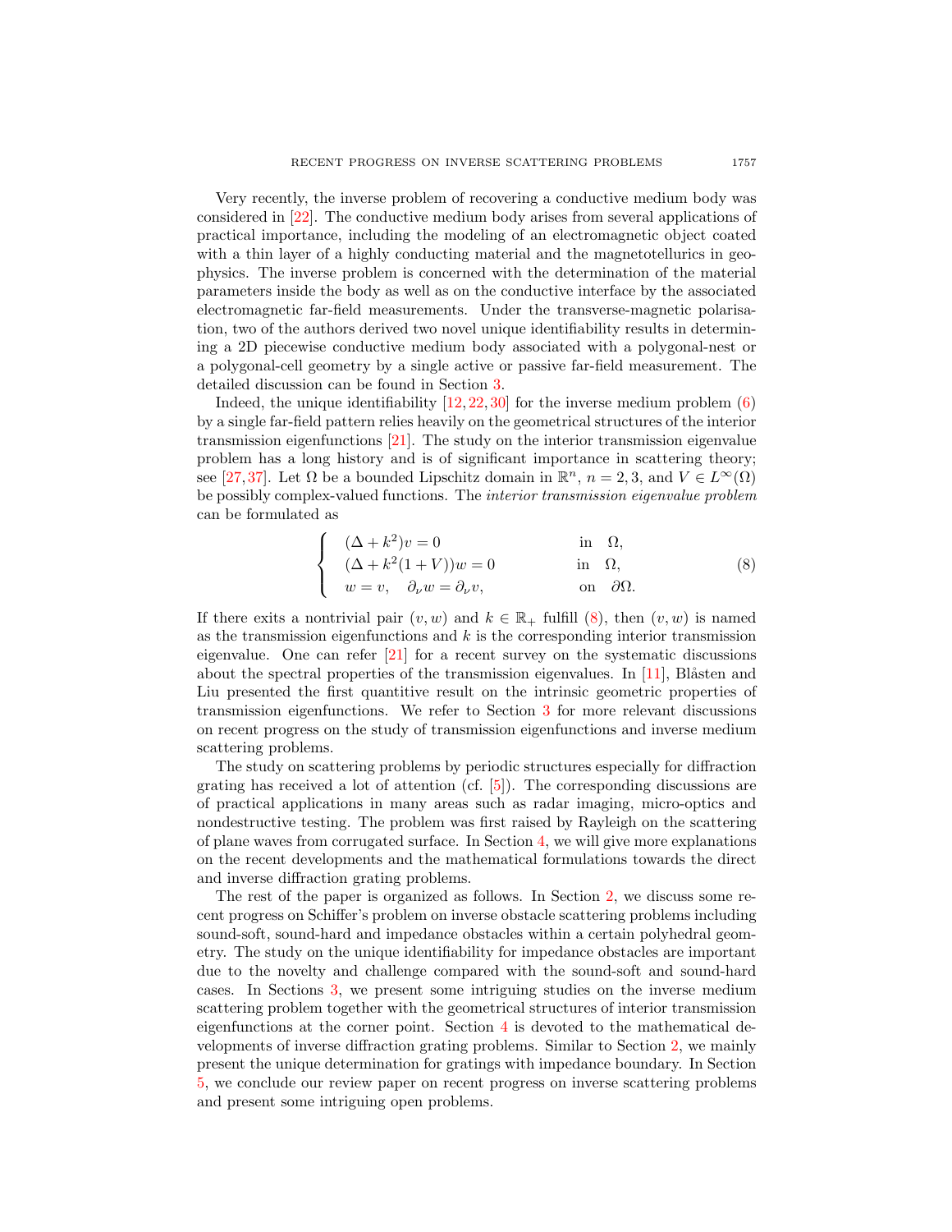Very recently, the inverse problem of recovering a conductive medium body was considered in [22]. The conductive medium body arises from several applications of practical importance, including the modeling of an electromagnetic object coated with a thin layer of a highly conducting material and the magnetotellurics in geophysics. The inverse problem is concerned with the determination of the material parameters inside the body as well as on the conductive interface by the associated electromagnetic far-field measurements. Under the transverse-magnetic polarisation, two of the authors derived two novel unique identifiability results in determining a 2D piecewise conductive medium body associated with a polygonal-nest or a polygonal-cell geometry by a single active or passive far-field measurement. The detailed discussion can be found in Section 3.

Indeed, the unique identifiability [12, 22, 30] for the inverse medium problem (6) by a single far-field pattern relies heavily on the geometrical structures of the interior transmission eigenfunctions [21]. The study on the interior transmission eigenvalue problem has a long history and is of significant importance in scattering theory; see [27, 37]. Let $\Omega$ be a bounded Lipschitz domain in $\mathbb{R}^n$, $n = 2, 3$, and $V \in L^\infty(\Omega)$ be possibly complex-valued functions. The *interior transmission eigenvalue problem* can be formulated as

$$
\begin{cases}
(\Delta + k^2)v = 0 & \text{in} \quad \Omega, \\
(\Delta + k^2(1+V))w = 0 & \text{in} \quad \Omega, \\
w = v, \quad \partial_\nu w = \partial_\nu v, & \text{on} \quad \partial\Omega.
\end{cases}
\tag{8}
$$

If there exits a nontrivial pair $(v, w)$ and $k \in \mathbb{R}_+$ fulfill (8), then $(v, w)$ is named as the transmission eigenfunctions and $k$ is the corresponding interior transmission eigenvalue. One can refer [21] for a recent survey on the systematic discussions about the spectral properties of the transmission eigenvalues. In [11], Blåsten and Liu presented the first quantitive result on the intrinsic geometric properties of transmission eigenfunctions. We refer to Section 3 for more relevant discussions on recent progress on the study of transmission eigenfunctions and inverse medium scattering problems.

The study on scattering problems by periodic structures especially for diffraction grating has received a lot of attention (cf. [5]). The corresponding discussions are of practical applications in many areas such as radar imaging, micro-optics and nondestructive testing. The problem was first raised by Rayleigh on the scattering of plane waves from corrugated surface. In Section 4, we will give more explanations on the recent developments and the mathematical formulations towards the direct and inverse diffraction grating problems.

The rest of the paper is organized as follows. In Section 2, we discuss some recent progress on Schiffer's problem on inverse obstacle scattering problems including sound-soft, sound-hard and impedance obstacles within a certain polyhedral geometry. The study on the unique identifiability for impedance obstacles are important due to the novelty and challenge compared with the sound-soft and sound-hard cases. In Sections 3, we present some intriguing studies on the inverse medium scattering problem together with the geometrical structures of interior transmission eigenfunctions at the corner point. Section 4 is devoted to the mathematical developments of inverse diffraction grating problems. Similar to Section 2, we mainly present the unique determination for gratings with impedance boundary. In Section 5, we conclude our review paper on recent progress on inverse scattering problems and present some intriguing open problems.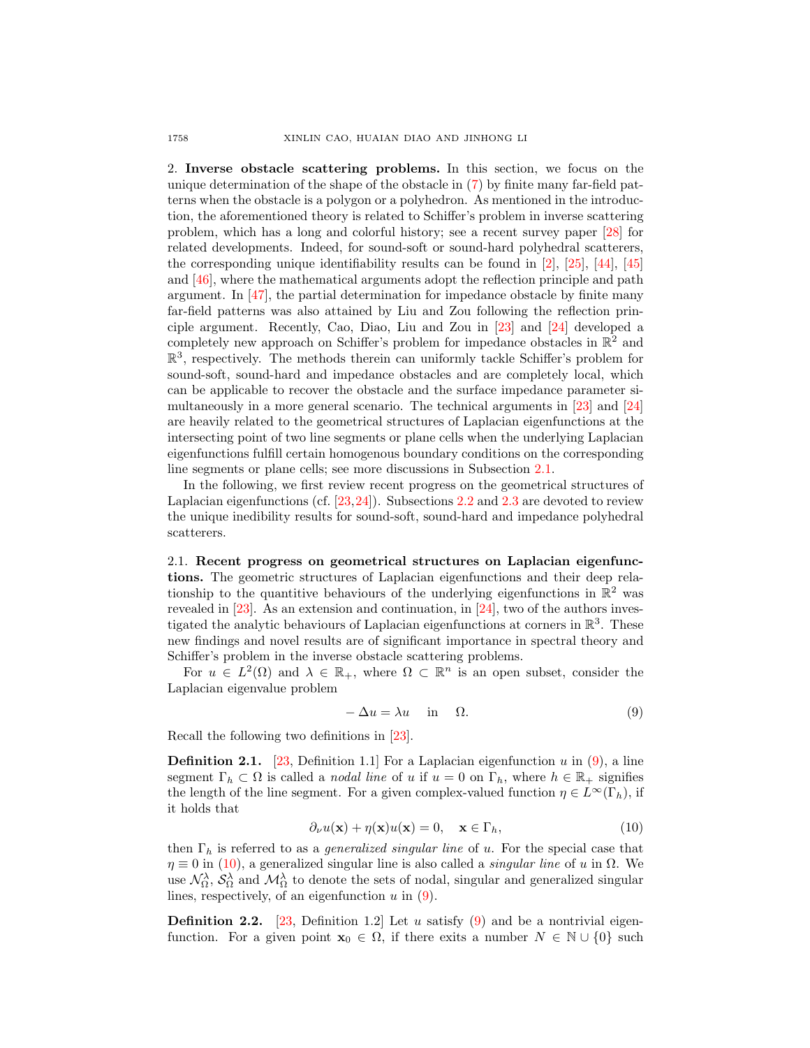## 2. **Inverse obstacle scattering problems.**

In this section, we focus on the unique determination of the shape of the obstacle in (7) by finite many far-field patterns when the obstacle is a polygon or a polyhedron. As mentioned in the introduction, the aforementioned theory is related to Schiffer's problem in inverse scattering problem, which has a long and colorful history; see a recent survey paper [28] for related developments. Indeed, for sound-soft or sound-hard polyhedral scatterers, the corresponding unique identifiability results can be found in [2], [25], [44], [45] and [46], where the mathematical arguments adopt the reflection principle and path argument. In [47], the partial determination for impedance obstacle by finite many far-field patterns was also attained by Liu and Zou following the reflection principle argument. Recently, Cao, Diao, Liu and Zou in [23] and [24] developed a completely new approach on Schiffer's problem for impedance obstacles in $\mathbb{R}^2$ and $\mathbb{R}^3$, respectively. The methods therein can uniformly tackle Schiffer's problem for sound-soft, sound-hard and impedance obstacles and are completely local, which can be applicable to recover the obstacle and the surface impedance parameter simultaneously in a more general scenario. The technical arguments in [23] and [24] are heavily related to the geometrical structures of Laplacian eigenfunctions at the intersecting point of two line segments or plane cells when the underlying Laplacian eigenfunctions fulfill certain homogenous boundary conditions on the corresponding line segments or plane cells; see more discussions in Subsection 2.1.

In the following, we first review recent progress on the geometrical structures of Laplacian eigenfunctions (cf. [23,24]). Subsections 2.2 and 2.3 are devoted to review the unique inedibility results for sound-soft, sound-hard and impedance polyhedral scatterers.

### 2.1. **Recent progress on geometrical structures on Laplacian eigenfunctions.**

The geometric structures of Laplacian eigenfunctions and their deep relationship to the quantitive behaviours of the underlying eigenfunctions in $\mathbb{R}^2$ was revealed in [23]. As an extension and continuation, in [24], two of the authors investigated the analytic behaviours of Laplacian eigenfunctions at corners in $\mathbb{R}^3$. These new findings and novel results are of significant importance in spectral theory and Schiffer's problem in the inverse obstacle scattering problems.

For $u \in L^2(\Omega)$ and $\lambda \in \mathbb{R}_+$, where $\Omega \subset \mathbb{R}^n$ is an open subset, consider the Laplacian eigenvalue problem

$$-\Delta u = \lambda u \quad \text{in} \quad \Omega. \tag{9}$$

Recall the following two definitions in [23].

**Definition 2.1.** [23, Definition 1.1] For a Laplacian eigenfunction $u$ in (9), a line segment $\Gamma_h \subset \Omega$ is called a *nodal line* of $u$ if $u = 0$ on $\Gamma_h$, where $h \in \mathbb{R}_+$ signifies the length of the line segment. For a given complex-valued function $\eta \in L^\infty(\Gamma_h)$, if it holds that

$$\partial_\nu u(\mathbf{x}) + \eta(\mathbf{x})u(\mathbf{x}) = 0, \quad \mathbf{x} \in \Gamma_h, \tag{10}$$

then $\Gamma_h$ is referred to as a *generalized singular line* of $u$. For the special case that $\eta \equiv 0$ in (10), a generalized singular line is also called a *singular line* of $u$ in $\Omega$. We use $\mathcal{N}_\Omega^\lambda$, $\mathcal{S}_\Omega^\lambda$ and $\mathcal{M}_\Omega^\lambda$ to denote the sets of nodal, singular and generalized singular lines, respectively, of an eigenfunction $u$ in (9).

**Definition 2.2.** [23, Definition 1.2] Let $u$ satisfy (9) and be a nontrivial eigenfunction. For a given point $\mathbf{x}_0 \in \Omega$, if there exits a number $N \in \mathbb{N} \cup \{0\}$ such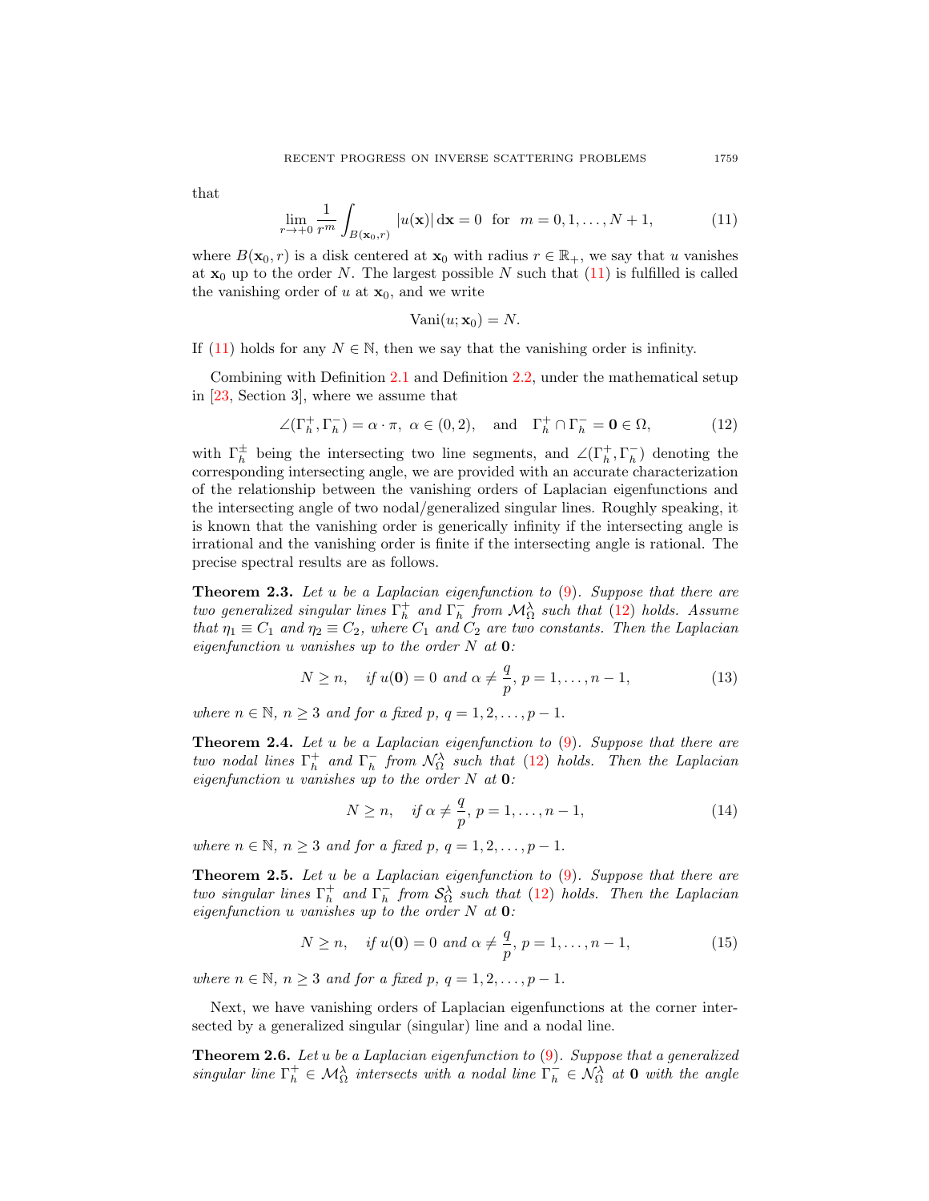that

$$\lim_{r\to+0}\frac{1}{r^m}\int_{B(\mathbf{x}_0,r)}|u(\mathbf{x})|\,\mathrm{d}\mathbf{x}=0\quad\text{for}\quad m=0,1,\ldots,N+1, \tag{11}$$

where $B(\mathbf{x}_0, r)$ is a disk centered at $\mathbf{x}_0$ with radius $r \in \mathbb{R}_+$, we say that $u$ vanishes at $\mathbf{x}_0$ up to the order $N$. The largest possible $N$ such that (11) is fulfilled is called the vanishing order of $u$ at $\mathbf{x}_0$, and we write

$$\mathrm{Vani}(u;\mathbf{x}_0)=N.$$

If (11) holds for any $N \in \mathbb{N}$, then we say that the vanishing order is infinity.

Combining with Definition 2.1 and Definition 2.2, under the mathematical setup in [23, Section 3], where we assume that

$$\angle(\Gamma_h^+,\Gamma_h^-)=\alpha\cdot\pi,\ \alpha\in(0,2),\quad\text{and}\quad \Gamma_h^+\cap\Gamma_h^-=\mathbf{0}\in\Omega, \tag{12}$$

with $\Gamma_h^\pm$ being the intersecting two line segments, and $\angle(\Gamma_h^+,\Gamma_h^-)$ denoting the corresponding intersecting angle, we are provided with an accurate characterization of the relationship between the vanishing orders of Laplacian eigenfunctions and the intersecting angle of two nodal/generalized singular lines. Roughly speaking, it is known that the vanishing order is generically infinity if the intersecting angle is irrational and the vanishing order is finite if the intersecting angle is rational. The precise spectral results are as follows.

**Theorem 2.3.** *Let $u$ be a Laplacian eigenfunction to (9). Suppose that there are two generalized singular lines $\Gamma_h^+$ and $\Gamma_h^-$ from $\mathcal{M}_\Omega^\lambda$ such that (12) holds. Assume that $\eta_1 \equiv C_1$ and $\eta_2 \equiv C_2$, where $C_1$ and $C_2$ are two constants. Then the Laplacian eigenfunction $u$ vanishes up to the order $N$ at $\mathbf{0}$:*

$$N\geq n,\quad \text{if } u(\mathbf{0})=0 \text{ and } \alpha\neq\frac{q}{p},\ p=1,\ldots,n-1, \tag{13}$$

*where $n \in \mathbb{N}$, $n \geq 3$ and for a fixed $p$, $q = 1, 2, \ldots, p-1$.*

**Theorem 2.4.** *Let $u$ be a Laplacian eigenfunction to (9). Suppose that there are two nodal lines $\Gamma_h^+$ and $\Gamma_h^-$ from $\mathcal{N}_\Omega^\lambda$ such that (12) holds. Then the Laplacian eigenfunction $u$ vanishes up to the order $N$ at $\mathbf{0}$:*

$$N\geq n,\quad \text{if } \alpha\neq\frac{q}{p},\ p=1,\ldots,n-1, \tag{14}$$

*where $n \in \mathbb{N}$, $n \geq 3$ and for a fixed $p$, $q = 1, 2, \ldots, p-1$.*

**Theorem 2.5.** *Let $u$ be a Laplacian eigenfunction to (9). Suppose that there are two singular lines $\Gamma_h^+$ and $\Gamma_h^-$ from $\mathcal{S}_\Omega^\lambda$ such that (12) holds. Then the Laplacian eigenfunction $u$ vanishes up to the order $N$ at $\mathbf{0}$:*

$$N\geq n,\quad \text{if } u(\mathbf{0})=0 \text{ and } \alpha\neq\frac{q}{p},\ p=1,\ldots,n-1, \tag{15}$$

*where $n \in \mathbb{N}$, $n \geq 3$ and for a fixed $p$, $q = 1, 2, \ldots, p-1$.*

Next, we have vanishing orders of Laplacian eigenfunctions at the corner intersected by a generalized singular (singular) line and a nodal line.

**Theorem 2.6.** *Let $u$ be a Laplacian eigenfunction to (9). Suppose that a generalized singular line $\Gamma_h^+ \in \mathcal{M}_\Omega^\lambda$ intersects with a nodal line $\Gamma_h^- \in \mathcal{N}_\Omega^\lambda$ at $\mathbf{0}$ with the angle*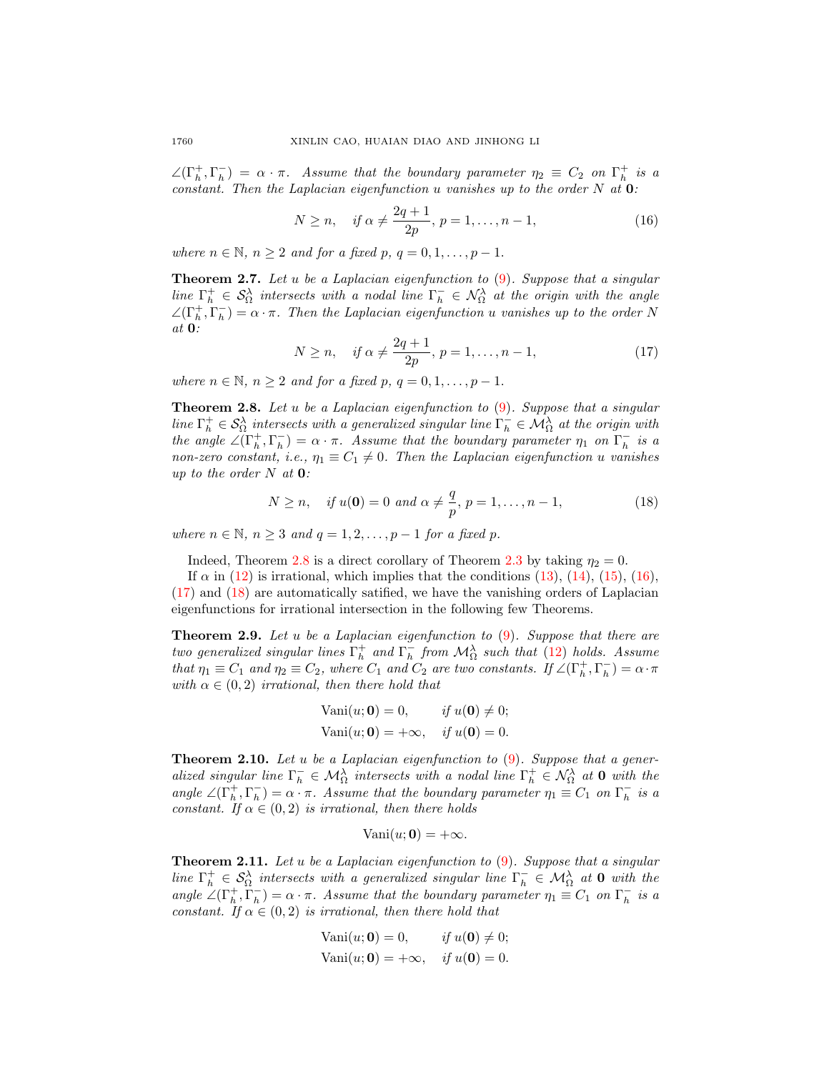$\angle(\Gamma_h^+, \Gamma_h^-) = \alpha \cdot \pi$. *Assume that the boundary parameter $\eta_2 \equiv C_2$ on $\Gamma_h^+$ is a constant. Then the Laplacian eigenfunction $u$ vanishes up to the order $N$ at $\mathbf{0}$:*

$$N \geq n, \quad \text{if } \alpha \neq \frac{2q+1}{2p},\ p = 1, \ldots, n-1, \tag{16}$$

*where $n \in \mathbb{N}$, $n \geq 2$ and for a fixed $p$, $q = 0, 1, \ldots, p-1$.*

**Theorem 2.7.** *Let $u$ be a Laplacian eigenfunction to (9). Suppose that a singular line $\Gamma_h^+ \in \mathcal{S}_\Omega^\lambda$ intersects with a nodal line $\Gamma_h^- \in \mathcal{N}_\Omega^\lambda$ at the origin with the angle $\angle(\Gamma_h^+, \Gamma_h^-) = \alpha \cdot \pi$. Then the Laplacian eigenfunction $u$ vanishes up to the order $N$ at $\mathbf{0}$:*

$$N \geq n, \quad \text{if } \alpha \neq \frac{2q+1}{2p},\ p = 1, \ldots, n-1, \tag{17}$$

*where $n \in \mathbb{N}$, $n \geq 2$ and for a fixed $p$, $q = 0, 1, \ldots, p-1$.*

**Theorem 2.8.** *Let $u$ be a Laplacian eigenfunction to (9). Suppose that a singular line $\Gamma_h^+ \in \mathcal{S}_\Omega^\lambda$ intersects with a generalized singular line $\Gamma_h^- \in \mathcal{M}_\Omega^\lambda$ at the origin with the angle $\angle(\Gamma_h^+, \Gamma_h^-) = \alpha \cdot \pi$. Assume that the boundary parameter $\eta_1$ on $\Gamma_h^-$ is a non-zero constant, i.e., $\eta_1 \equiv C_1 \neq 0$. Then the Laplacian eigenfunction $u$ vanishes up to the order $N$ at $\mathbf{0}$:*

$$N \geq n, \quad \text{if } u(\mathbf{0}) = 0 \text{ and } \alpha \neq \frac{q}{p},\ p = 1, \ldots, n-1, \tag{18}$$

*where $n \in \mathbb{N}$, $n \geq 3$ and $q = 1, 2, \ldots, p-1$ for a fixed $p$.*

Indeed, Theorem 2.8 is a direct corollary of Theorem 2.3 by taking $\eta_2 = 0$.

If $\alpha$ in (12) is irrational, which implies that the conditions (13), (14), (15), (16), (17) and (18) are automatically satified, we have the vanishing orders of Laplacian eigenfunctions for irrational intersection in the following few Theorems.

**Theorem 2.9.** *Let $u$ be a Laplacian eigenfunction to (9). Suppose that there are two generalized singular lines $\Gamma_h^+$ and $\Gamma_h^-$ from $\mathcal{M}_\Omega^\lambda$ such that (12) holds. Assume that $\eta_1 \equiv C_1$ and $\eta_2 \equiv C_2$, where $C_1$ and $C_2$ are two constants. If $\angle(\Gamma_h^+, \Gamma_h^-) = \alpha \cdot \pi$ with $\alpha \in (0, 2)$ irrational, then there hold that*

$$\begin{aligned} \mathrm{Vani}(u; \mathbf{0}) &= 0, \qquad \text{if } u(\mathbf{0}) \neq 0; \\ \mathrm{Vani}(u; \mathbf{0}) &= +\infty, \quad \text{if } u(\mathbf{0}) = 0. \end{aligned}$$

**Theorem 2.10.** *Let $u$ be a Laplacian eigenfunction to (9). Suppose that a generalized singular line $\Gamma_h^- \in \mathcal{M}_\Omega^\lambda$ intersects with a nodal line $\Gamma_h^+ \in \mathcal{N}_\Omega^\lambda$ at $\mathbf{0}$ with the angle $\angle(\Gamma_h^+, \Gamma_h^-) = \alpha \cdot \pi$. Assume that the boundary parameter $\eta_1 \equiv C_1$ on $\Gamma_h^-$ is a constant. If $\alpha \in (0, 2)$ is irrational, then there holds*

$$\mathrm{Vani}(u; \mathbf{0}) = +\infty.$$

**Theorem 2.11.** *Let $u$ be a Laplacian eigenfunction to (9). Suppose that a singular line $\Gamma_h^+ \in \mathcal{S}_\Omega^\lambda$ intersects with a generalized singular line $\Gamma_h^- \in \mathcal{M}_\Omega^\lambda$ at $\mathbf{0}$ with the angle $\angle(\Gamma_h^+, \Gamma_h^-) = \alpha \cdot \pi$. Assume that the boundary parameter $\eta_1 \equiv C_1$ on $\Gamma_h^-$ is a constant. If $\alpha \in (0, 2)$ is irrational, then there hold that*

$$\begin{aligned} \mathrm{Vani}(u; \mathbf{0}) &= 0, \qquad \text{if } u(\mathbf{0}) \neq 0; \\ \mathrm{Vani}(u; \mathbf{0}) &= +\infty, \quad \text{if } u(\mathbf{0}) = 0. \end{aligned}$$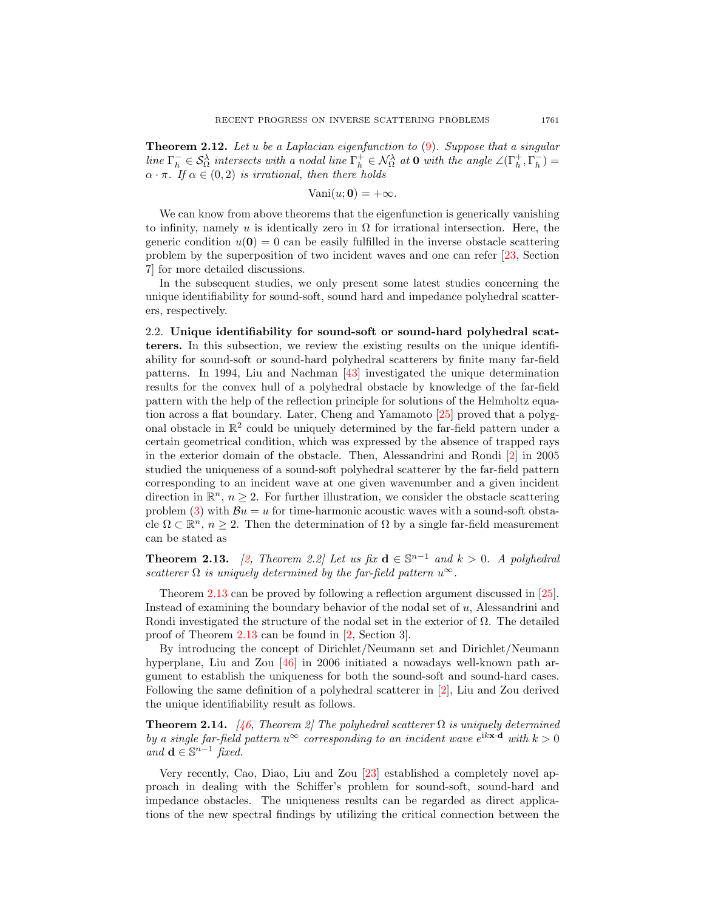**Theorem 2.12.** *Let $u$ be a Laplacian eigenfunction to (9). Suppose that a singular line $\Gamma_h^- \in \mathcal{S}_\Omega^\lambda$ intersects with a nodal line $\Gamma_h^+ \in \mathcal{N}_\Omega^\lambda$ at $\mathbf{0}$ with the angle $\angle(\Gamma_h^+, \Gamma_h^-) = \alpha \cdot \pi$. If $\alpha \in (0, 2)$ is irrational, then there holds*

$$\mathrm{Vani}(u; \mathbf{0}) = +\infty.$$

We can know from above theorems that the eigenfunction is generically vanishing to infinity, namely $u$ is identically zero in $\Omega$ for irrational intersection. Here, the generic condition $u(\mathbf{0}) = 0$ can be easily fulfilled in the inverse obstacle scattering problem by the superposition of two incident waves and one can refer [23, Section 7] for more detailed discussions.

In the subsequent studies, we only present some latest studies concerning the unique identifiability for sound-soft, sound hard and impedance polyhedral scatterers, respectively.

2.2. **Unique identifiability for sound-soft or sound-hard polyhedral scatterers.** In this subsection, we review the existing results on the unique identifiability for sound-soft or sound-hard polyhedral scatterers by finite many far-field patterns. In 1994, Liu and Nachman [43] investigated the unique determination results for the convex hull of a polyhedral obstacle by knowledge of the far-field pattern with the help of the reflection principle for solutions of the Helmholtz equation across a flat boundary. Later, Cheng and Yamamoto [25] proved that a polygonal obstacle in $\mathbb{R}^2$ could be uniquely determined by the far-field pattern under a certain geometrical condition, which was expressed by the absence of trapped rays in the exterior domain of the obstacle. Then, Alessandrini and Rondi [2] in 2005 studied the uniqueness of a sound-soft polyhedral scatterer by the far-field pattern corresponding to an incident wave at one given wavenumber and a given incident direction in $\mathbb{R}^n$, $n \geq 2$. For further illustration, we consider the obstacle scattering problem (3) with $\mathcal{B}u = u$ for time-harmonic acoustic waves with a sound-soft obstacle $\Omega \subset \mathbb{R}^n$, $n \geq 2$. Then the determination of $\Omega$ by a single far-field measurement can be stated as

**Theorem 2.13.** *[2, Theorem 2.2] Let us fix $\mathbf{d} \in \mathbb{S}^{n-1}$ and $k > 0$. A polyhedral scatterer $\Omega$ is uniquely determined by the far-field pattern $u^\infty$.*

Theorem 2.13 can be proved by following a reflection argument discussed in [25]. Instead of examining the boundary behavior of the nodal set of $u$, Alessandrini and Rondi investigated the structure of the nodal set in the exterior of $\Omega$. The detailed proof of Theorem 2.13 can be found in [2, Section 3].

By introducing the concept of Dirichlet/Neumann set and Dirichlet/Neumann hyperplane, Liu and Zou [46] in 2006 initiated a nowadays well-known path argument to establish the uniqueness for both the sound-soft and sound-hard cases. Following the same definition of a polyhedral scatterer in [2], Liu and Zou derived the unique identifiability result as follows.

**Theorem 2.14.** *[46, Theorem 2] The polyhedral scatterer $\Omega$ is uniquely determined by a single far-field pattern $u^\infty$ corresponding to an incident wave $e^{\mathrm{i}k\mathbf{x}\cdot\mathbf{d}}$ with $k > 0$ and $\mathbf{d} \in \mathbb{S}^{n-1}$ fixed.*

Very recently, Cao, Diao, Liu and Zou [23] established a completely novel approach in dealing with the Schiffer's problem for sound-soft, sound-hard and impedance obstacles. The uniqueness results can be regarded as direct applications of the new spectral findings by utilizing the critical connection between the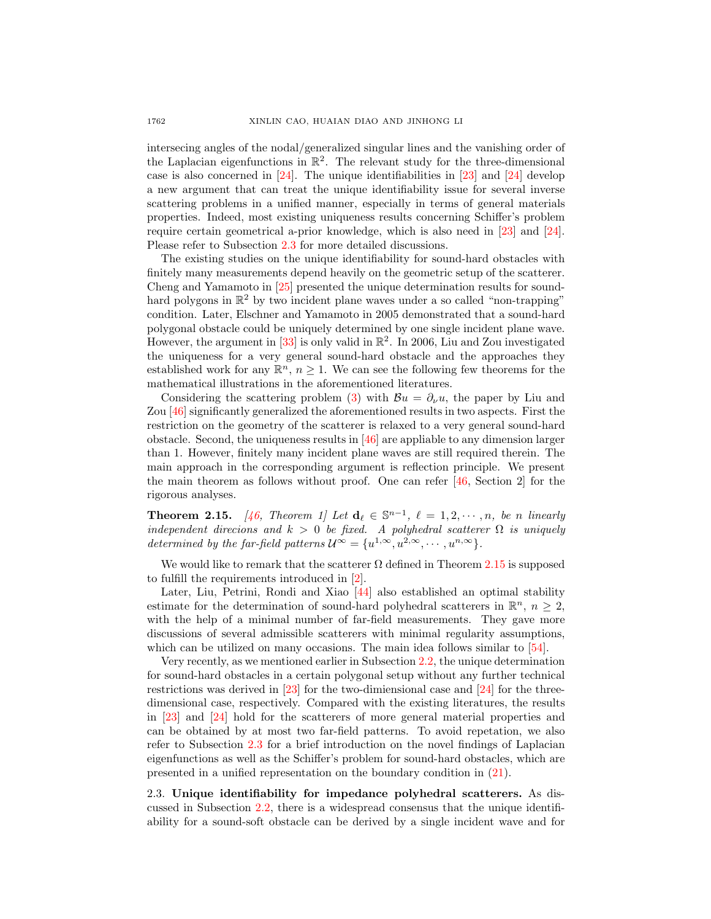intersecing angles of the nodal/generalized singular lines and the vanishing order of the Laplacian eigenfunctions in $\mathbb{R}^2$. The relevant study for the three-dimensional case is also concerned in [24]. The unique identifiabilities in [23] and [24] develop a new argument that can treat the unique identifiability issue for several inverse scattering problems in a unified manner, especially in terms of general materials properties. Indeed, most existing uniqueness results concerning Schiffer's problem require certain geometrical a-prior knowledge, which is also need in [23] and [24]. Please refer to Subsection 2.3 for more detailed discussions.

The existing studies on the unique identifiability for sound-hard obstacles with finitely many measurements depend heavily on the geometric setup of the scatterer. Cheng and Yamamoto in [25] presented the unique determination results for sound-hard polygons in $\mathbb{R}^2$ by two incident plane waves under a so called "non-trapping" condition. Later, Elschner and Yamamoto in 2005 demonstrated that a sound-hard polygonal obstacle could be uniquely determined by one single incident plane wave. However, the argument in [33] is only valid in $\mathbb{R}^2$. In 2006, Liu and Zou investigated the uniqueness for a very general sound-hard obstacle and the approaches they established work for any $\mathbb{R}^n$, $n \geq 1$. We can see the following few theorems for the mathematical illustrations in the aforementioned literatures.

Considering the scattering problem (3) with $\mathcal{B}u = \partial_\nu u$, the paper by Liu and Zou [46] significantly generalized the aforementioned results in two aspects. First the restriction on the geometry of the scatterer is relaxed to a very general sound-hard obstacle. Second, the uniqueness results in [46] are appliable to any dimension larger than 1. However, finitely many incident plane waves are still required therein. The main approach in the corresponding argument is reflection principle. We present the main theorem as follows without proof. One can refer [46, Section 2] for the rigorous analyses.

**Theorem 2.15.** *[46, Theorem 1] Let $\mathbf{d}_\ell \in \mathbb{S}^{n-1}$, $\ell = 1, 2, \cdots, n$, be $n$ linearly independent direcions and $k > 0$ be fixed. A polyhedral scatterer $\Omega$ is uniquely determined by the far-field patterns $\mathcal{U}^\infty = \{u^{1,\infty}, u^{2,\infty}, \cdots, u^{n,\infty}\}$.*

We would like to remark that the scatterer $\Omega$ defined in Theorem 2.15 is supposed to fulfill the requirements introduced in [2].

Later, Liu, Petrini, Rondi and Xiao [44] also established an optimal stability estimate for the determination of sound-hard polyhedral scatterers in $\mathbb{R}^n$, $n \geq 2$, with the help of a minimal number of far-field measurements. They gave more discussions of several admissible scatterers with minimal regularity assumptions, which can be utilized on many occasions. The main idea follows similar to [54].

Very recently, as we mentioned earlier in Subsection 2.2, the unique determination for sound-hard obstacles in a certain polygonal setup without any further technical restrictions was derived in [23] for the two-dimiensional case and [24] for the three-dimensional case, respectively. Compared with the existing literatures, the results in [23] and [24] hold for the scatterers of more general material properties and can be obtained by at most two far-field patterns. To avoid repetation, we also refer to Subsection 2.3 for a brief introduction on the novel findings of Laplacian eigenfunctions as well as the Schiffer's problem for sound-hard obstacles, which are presented in a unified representation on the boundary condition in (21).

## 2.3. Unique identifiability for impedance polyhedral scatterers.

As discussed in Subsection 2.2, there is a widespread consensus that the unique identifiability for a sound-soft obstacle can be derived by a single incident wave and for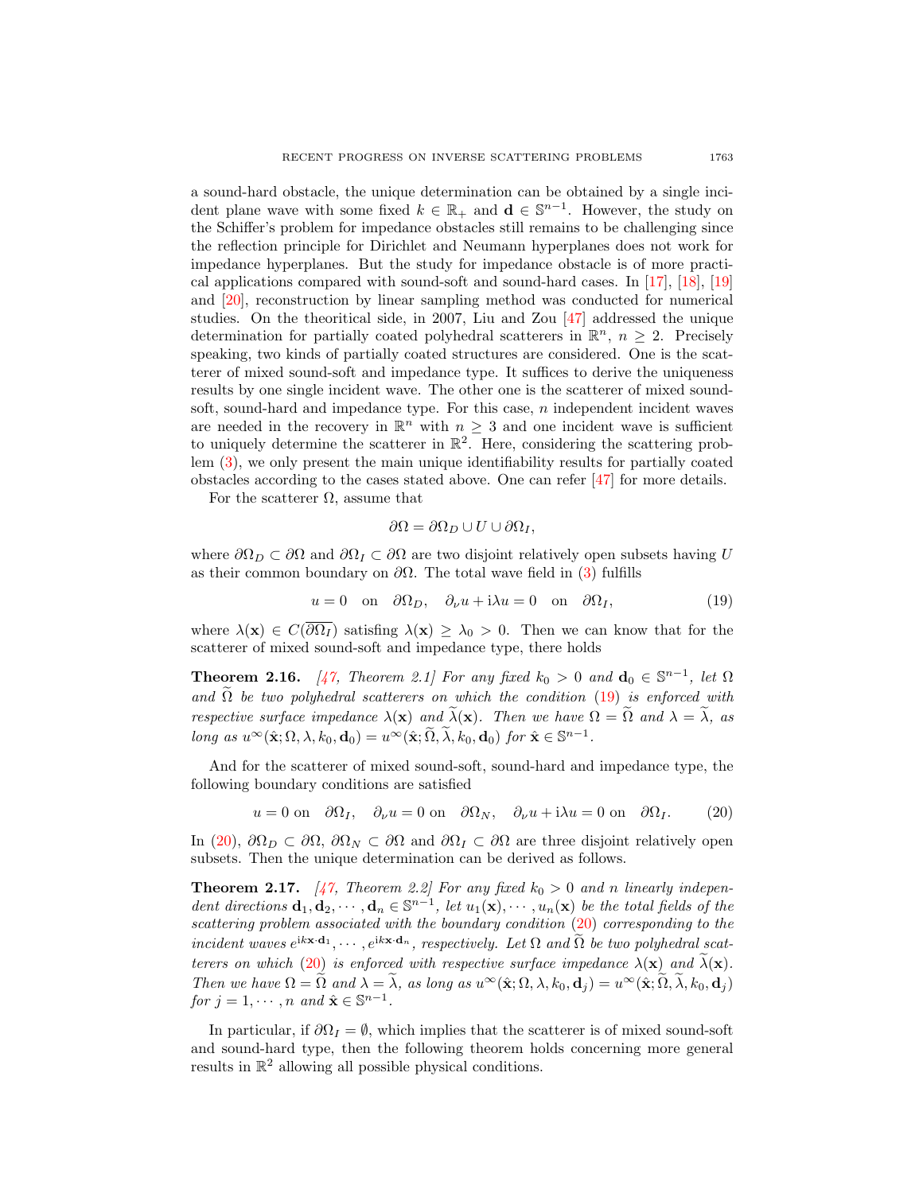a sound-hard obstacle, the unique determination can be obtained by a single incident plane wave with some fixed $k \in \mathbb{R}_+$ and $\mathbf{d} \in \mathbb{S}^{n-1}$. However, the study on the Schiffer's problem for impedance obstacles still remains to be challenging since the reflection principle for Dirichlet and Neumann hyperplanes does not work for impedance hyperplanes. But the study for impedance obstacle is of more practical applications compared with sound-soft and sound-hard cases. In [17], [18], [19] and [20], reconstruction by linear sampling method was conducted for numerical studies. On the theoritical side, in 2007, Liu and Zou [47] addressed the unique determination for partially coated polyhedral scatterers in $\mathbb{R}^n$, $n \geq 2$. Precisely speaking, two kinds of partially coated structures are considered. One is the scatterer of mixed sound-soft and impedance type. It suffices to derive the uniqueness results by one single incident wave. The other one is the scatterer of mixed sound-soft, sound-hard and impedance type. For this case, $n$ independent incident waves are needed in the recovery in $\mathbb{R}^n$ with $n \geq 3$ and one incident wave is sufficient to uniquely determine the scatterer in $\mathbb{R}^2$. Here, considering the scattering problem (3), we only present the main unique identifiability results for partially coated obstacles according to the cases stated above. One can refer [47] for more details.

For the scatterer $\Omega$, assume that

$$\partial\Omega = \partial\Omega_D \cup U \cup \partial\Omega_I,$$

where $\partial\Omega_D \subset \partial\Omega$ and $\partial\Omega_I \subset \partial\Omega$ are two disjoint relatively open subsets having $U$ as their common boundary on $\partial\Omega$. The total wave field in (3) fulfills

$$u = 0 \quad \text{on} \quad \partial\Omega_D, \quad \partial_\nu u + \mathrm{i}\lambda u = 0 \quad \text{on} \quad \partial\Omega_I, \tag{19}$$

where $\lambda(\mathbf{x}) \in C(\overline{\partial\Omega_I})$ satisfing $\lambda(\mathbf{x}) \geq \lambda_0 > 0$. Then we can know that for the scatterer of mixed sound-soft and impedance type, there holds

**Theorem 2.16.** *[47, Theorem 2.1] For any fixed $k_0 > 0$ and $\mathbf{d}_0 \in \mathbb{S}^{n-1}$, let $\Omega$ and $\widetilde{\Omega}$ be two polyhedral scatterers on which the condition (19) is enforced with respective surface impedance $\lambda(\mathbf{x})$ and $\widetilde{\lambda}(\mathbf{x})$. Then we have $\Omega = \widetilde{\Omega}$ and $\lambda = \widetilde{\lambda}$, as long as $u^\infty(\hat{\mathbf{x}}; \Omega, \lambda, k_0, \mathbf{d}_0) = u^\infty(\hat{\mathbf{x}}; \widetilde{\Omega}, \widetilde{\lambda}, k_0, \mathbf{d}_0)$ for $\hat{\mathbf{x}} \in \mathbb{S}^{n-1}$.*

And for the scatterer of mixed sound-soft, sound-hard and impedance type, the following boundary conditions are satisfied

$$u = 0 \text{ on } \quad \partial\Omega_I, \quad \partial_\nu u = 0 \text{ on } \quad \partial\Omega_N, \quad \partial_\nu u + \mathrm{i}\lambda u = 0 \text{ on } \quad \partial\Omega_I. \tag{20}$$

In (20), $\partial\Omega_D \subset \partial\Omega$, $\partial\Omega_N \subset \partial\Omega$ and $\partial\Omega_I \subset \partial\Omega$ are three disjoint relatively open subsets. Then the unique determination can be derived as follows.

**Theorem 2.17.** *[47, Theorem 2.2] For any fixed $k_0 > 0$ and $n$ linearly independent directions $\mathbf{d}_1, \mathbf{d}_2, \cdots, \mathbf{d}_n \in \mathbb{S}^{n-1}$, let $u_1(\mathbf{x}), \cdots, u_n(\mathbf{x})$ be the total fields of the scattering problem associated with the boundary condition (20) corresponding to the incident waves $e^{\mathrm{i}k\mathbf{x}\cdot\mathbf{d}_1}, \cdots, e^{\mathrm{i}k\mathbf{x}\cdot\mathbf{d}_n}$, respectively. Let $\Omega$ and $\widetilde{\Omega}$ be two polyhedral scatterers on which (20) is enforced with respective surface impedance $\lambda(\mathbf{x})$ and $\widetilde{\lambda}(\mathbf{x})$. Then we have $\Omega = \widetilde{\Omega}$ and $\lambda = \widetilde{\lambda}$, as long as $u^\infty(\hat{\mathbf{x}}; \Omega, \lambda, k_0, \mathbf{d}_j) = u^\infty(\hat{\mathbf{x}}; \widetilde{\Omega}, \widetilde{\lambda}, k_0, \mathbf{d}_j)$ for $j = 1, \cdots, n$ and $\hat{\mathbf{x}} \in \mathbb{S}^{n-1}$.*

In particular, if $\partial\Omega_I = \emptyset$, which implies that the scatterer is of mixed sound-soft and sound-hard type, then the following theorem holds concerning more general results in $\mathbb{R}^2$ allowing all possible physical conditions.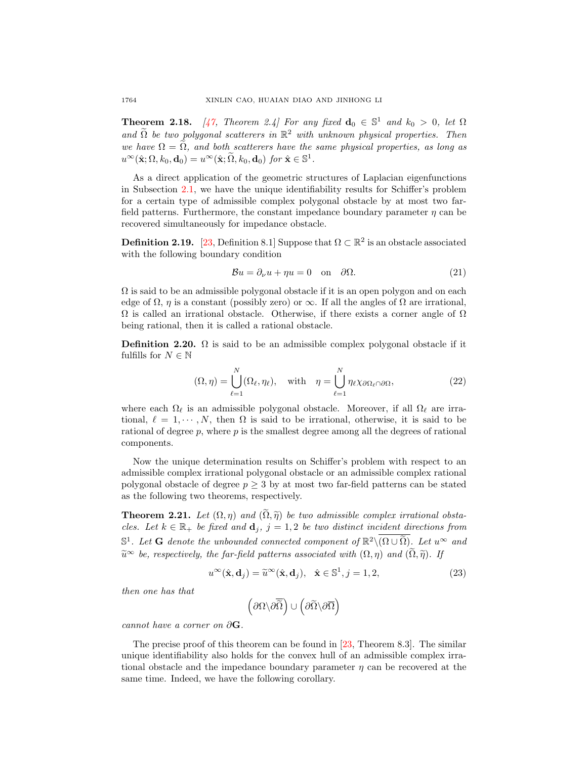**Theorem 2.18.** *[47, Theorem 2.4] For any fixed $\mathbf{d}_0 \in \mathbb{S}^1$ and $k_0 > 0$, let $\Omega$ and $\widetilde{\Omega}$ be two polygonal scatterers in $\mathbb{R}^2$ with unknown physical properties. Then we have $\Omega = \widetilde{\Omega}$, and both scatterers have the same physical properties, as long as $u^\infty(\hat{\mathbf{x}}; \Omega, k_0, \mathbf{d}_0) = u^\infty(\hat{\mathbf{x}}; \widetilde{\Omega}, k_0, \mathbf{d}_0)$ for $\hat{\mathbf{x}} \in \mathbb{S}^1$.*

As a direct application of the geometric structures of Laplacian eigenfunctions in Subsection 2.1, we have the unique identifiability results for Schiffer's problem for a certain type of admissible complex polygonal obstacle by at most two far-field patterns. Furthermore, the constant impedance boundary parameter $\eta$ can be recovered simultaneously for impedance obstacle.

**Definition 2.19.** [23, Definition 8.1] Suppose that $\Omega \subset \mathbb{R}^2$ is an obstacle associated with the following boundary condition

$$\mathcal{B}u = \partial_\nu u + \eta u = 0 \quad \text{on} \quad \partial\Omega. \tag{21}$$

$\Omega$ is said to be an admissible polygonal obstacle if it is an open polygon and on each edge of $\Omega$, $\eta$ is a constant (possibly zero) or $\infty$. If all the angles of $\Omega$ are irrational, $\Omega$ is called an irrational obstacle. Otherwise, if there exists a corner angle of $\Omega$ being rational, then it is called a rational obstacle.

**Definition 2.20.** $\Omega$ is said to be an admissible complex polygonal obstacle if it fulfills for $N \in \mathbb{N}$

$$(\Omega, \eta) = \bigcup_{\ell=1}^{N} (\Omega_\ell, \eta_\ell), \quad \text{with} \quad \eta = \bigcup_{\ell=1}^{N} \eta_\ell \chi_{\partial\Omega_\ell \cap \partial\Omega}, \tag{22}$$

where each $\Omega_\ell$ is an admissible polygonal obstacle. Moreover, if all $\Omega_\ell$ are irrational, $\ell = 1, \cdots, N$, then $\Omega$ is said to be irrational, otherwise, it is said to be rational of degree $p$, where $p$ is the smallest degree among all the degrees of rational components.

Now the unique determination results on Schiffer's problem with respect to an admissible complex irrational polygonal obstacle or an admissible complex rational polygonal obstacle of degree $p \geq 3$ by at most two far-field patterns can be stated as the following two theorems, respectively.

**Theorem 2.21.** *Let $(\Omega, \eta)$ and $(\widetilde{\Omega}, \widetilde{\eta})$ be two admissible complex irrational obstacles. Let $k \in \mathbb{R}_+$ be fixed and $\mathbf{d}_j$, $j = 1, 2$ be two distinct incident directions from $\mathbb{S}^1$. Let $\mathbf{G}$ denote the unbounded connected component of $\mathbb{R}^2 \backslash \overline{(\Omega \cup \widetilde{\Omega})}$. Let $u^\infty$ and $\widetilde{u}^\infty$ be, respectively, the far-field patterns associated with $(\Omega, \eta)$ and $(\widetilde{\Omega}, \widetilde{\eta})$. If*

$$u^\infty(\hat{\mathbf{x}}, \mathbf{d}_j) = \widetilde{u}^\infty(\hat{\mathbf{x}}, \mathbf{d}_j), \quad \hat{\mathbf{x}} \in \mathbb{S}^1, j = 1, 2, \tag{23}$$

*then one has that*

$$\left(\partial\Omega \backslash \partial\overline{\widetilde{\Omega}}\right) \cup \left(\partial\widetilde{\Omega} \backslash \partial\overline{\Omega}\right)$$

*cannot have a corner on $\partial\mathbf{G}$.*

The precise proof of this theorem can be found in [23, Theorem 8.3]. The similar unique identifiability also holds for the convex hull of an admissible complex irrational obstacle and the impedance boundary parameter $\eta$ can be recovered at the same time. Indeed, we have the following corollary.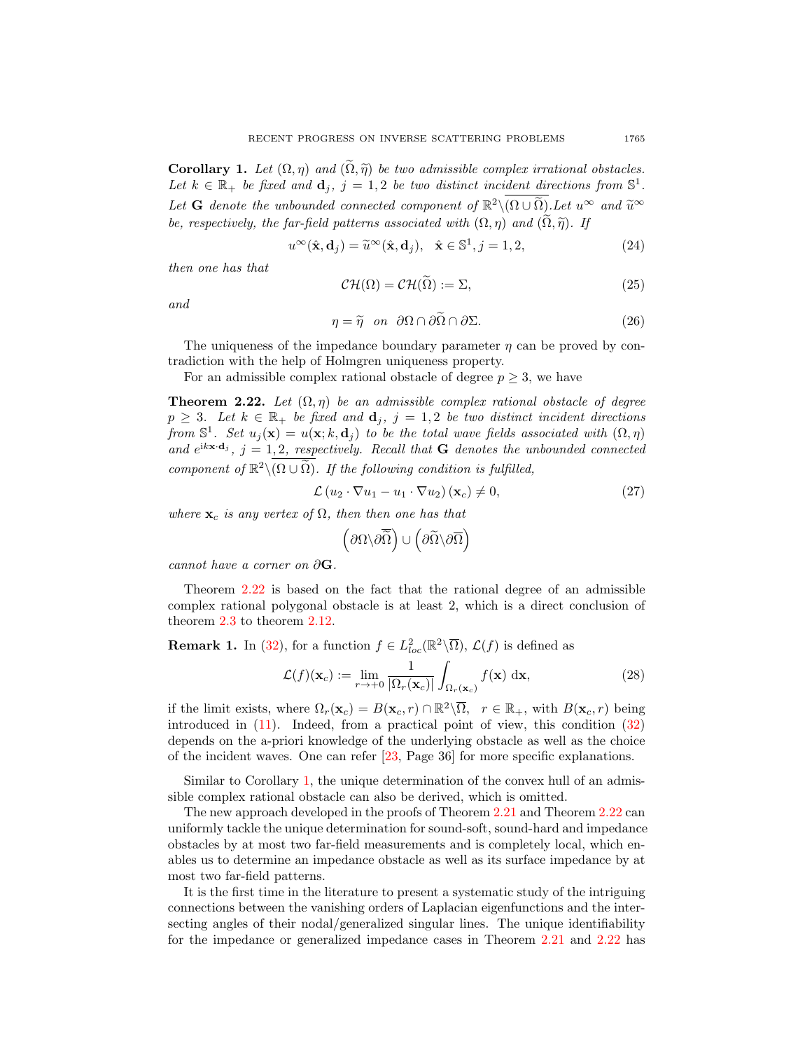**Corollary 1.** *Let $(\Omega, \eta)$ and $(\widetilde{\Omega}, \widetilde{\eta})$ be two admissible complex irrational obstacles. Let $k \in \mathbb{R}_+$ be fixed and $\mathbf{d}_j$, $j = 1, 2$ be two distinct incident directions from $\mathbb{S}^1$. Let $\mathbf{G}$ denote the unbounded connected component of $\mathbb{R}^2 \backslash \overline{(\Omega \cup \widetilde{\Omega})}$. Let $u^\infty$ and $\widetilde{u}^\infty$ be, respectively, the far-field patterns associated with $(\Omega, \eta)$ and $(\widetilde{\Omega}, \widetilde{\eta})$. If*

$$u^\infty(\hat{\mathbf{x}}, \mathbf{d}_j) = \widetilde{u}^\infty(\hat{\mathbf{x}}, \mathbf{d}_j), \quad \hat{\mathbf{x}} \in \mathbb{S}^1, j = 1, 2, \tag{24}$$

*then one has that*

$$\mathcal{CH}(\Omega) = \mathcal{CH}(\widetilde{\Omega}) := \Sigma, \tag{25}$$

*and*

$$\eta = \widetilde{\eta} \quad on \quad \partial\Omega \cap \partial\widetilde{\Omega} \cap \partial\Sigma. \tag{26}$$

The uniqueness of the impedance boundary parameter $\eta$ can be proved by contradiction with the help of Holmgren uniqueness property.

For an admissible complex rational obstacle of degree $p \geq 3$, we have

**Theorem 2.22.** *Let $(\Omega, \eta)$ be an admissible complex rational obstacle of degree $p \geq 3$. Let $k \in \mathbb{R}_+$ be fixed and $\mathbf{d}_j$, $j = 1, 2$ be two distinct incident directions from $\mathbb{S}^1$. Set $u_j(\mathbf{x}) = u(\mathbf{x}; k, \mathbf{d}_j)$ to be the total wave fields associated with $(\Omega, \eta)$ and $e^{\mathrm{i}k\mathbf{x}\cdot\mathbf{d}_j}$, $j = 1, 2$, respectively. Recall that $\mathbf{G}$ denotes the unbounded connected component of $\mathbb{R}^2 \backslash \overline{(\Omega \cup \widetilde{\Omega})}$. If the following condition is fulfilled,*

$$\mathcal{L}\left(u_2 \cdot \nabla u_1 - u_1 \cdot \nabla u_2\right)(\mathbf{x}_c) \neq 0, \tag{27}$$

*where $\mathbf{x}_c$ is any vertex of $\Omega$, then then one has that*

$$\left(\partial\Omega \backslash \partial\overline{\widetilde{\Omega}}\right) \cup \left(\partial\widetilde{\Omega} \backslash \partial\overline{\Omega}\right)$$

*cannot have a corner on $\partial\mathbf{G}$.*

Theorem 2.22 is based on the fact that the rational degree of an admissible complex rational polygonal obstacle is at least 2, which is a direct conclusion of theorem 2.3 to theorem 2.12.

**Remark 1.** In (32), for a function $f \in L^2_{loc}(\mathbb{R}^2 \backslash \overline{\Omega})$, $\mathcal{L}(f)$ is defined as

$$\mathcal{L}(f)(\mathbf{x}_c) := \lim_{r \to +0} \frac{1}{|\Omega_r(\mathbf{x}_c)|} \int_{\Omega_r(\mathbf{x}_c)} f(\mathbf{x}) \ \mathrm{d}\mathbf{x}, \tag{28}$$

if the limit exists, where $\Omega_r(\mathbf{x}_c) = B(\mathbf{x}_c, r) \cap \mathbb{R}^2 \backslash \overline{\Omega}$, $\ r \in \mathbb{R}_+$, with $B(\mathbf{x}_c, r)$ being introduced in (11). Indeed, from a practical point of view, this condition (32) depends on the a-priori knowledge of the underlying obstacle as well as the choice of the incident waves. One can refer [23, Page 36] for more specific explanations.

Similar to Corollary 1, the unique determination of the convex hull of an admissible complex rational obstacle can also be derived, which is omitted.

The new approach developed in the proofs of Theorem 2.21 and Theorem 2.22 can uniformly tackle the unique determination for sound-soft, sound-hard and impedance obstacles by at most two far-field measurements and is completely local, which enables us to determine an impedance obstacle as well as its surface impedance by at most two far-field patterns.

It is the first time in the literature to present a systematic study of the intriguing connections between the vanishing orders of Laplacian eigenfunctions and the intersecting angles of their nodal/generalized singular lines. The unique identifiability for the impedance or generalized impedance cases in Theorem 2.21 and 2.22 has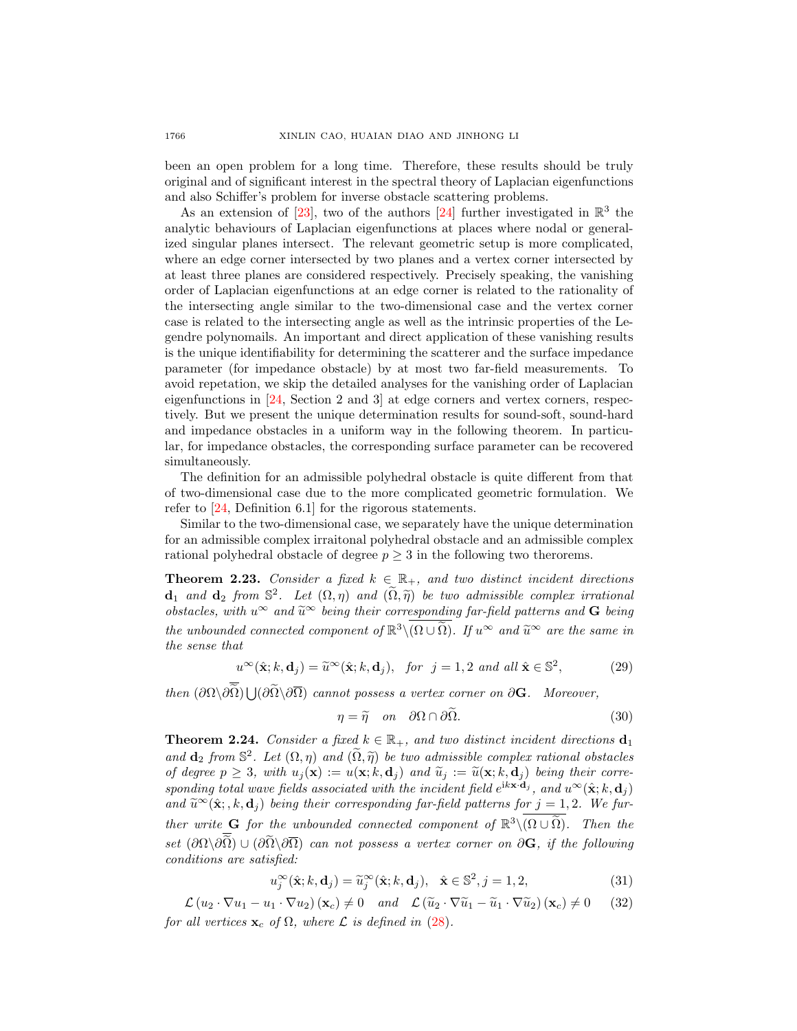been an open problem for a long time. Therefore, these results should be truly original and of significant interest in the spectral theory of Laplacian eigenfunctions and also Schiffer's problem for inverse obstacle scattering problems.

As an extension of [23], two of the authors [24] further investigated in $\mathbb{R}^3$ the analytic behaviours of Laplacian eigenfunctions at places where nodal or generalized singular planes intersect. The relevant geometric setup is more complicated, where an edge corner intersected by two planes and a vertex corner intersected by at least three planes are considered respectively. Precisely speaking, the vanishing order of Laplacian eigenfunctions at an edge corner is related to the rationality of the intersecting angle similar to the two-dimensional case and the vertex corner case is related to the intersecting angle as well as the intrinsic properties of the Legendre polynomails. An important and direct application of these vanishing results is the unique identifiability for determining the scatterer and the surface impedance parameter (for impedance obstacle) by at most two far-field measurements. To avoid repetation, we skip the detailed analyses for the vanishing order of Laplacian eigenfunctions in [24, Section 2 and 3] at edge corners and vertex corners, respectively. But we present the unique determination results for sound-soft, sound-hard and impedance obstacles in a uniform way in the following theorem. In particular, for impedance obstacles, the corresponding surface parameter can be recovered simultaneously.

The definition for an admissible polyhedral obstacle is quite different from that of two-dimensional case due to the more complicated geometric formulation. We refer to [24, Definition 6.1] for the rigorous statements.

Similar to the two-dimensional case, we separately have the unique determination for an admissible complex irraitonal polyhedral obstacle and an admissible complex rational polyhedral obstacle of degree $p \geq 3$ in the following two therorems.

**Theorem 2.23.** *Consider a fixed $k \in \mathbb{R}_+$, and two distinct incident directions $\mathbf{d}_1$ and $\mathbf{d}_2$ from $\mathbb{S}^2$. Let $(\Omega, \eta)$ and $(\widetilde{\Omega}, \widetilde{\eta})$ be two admissible complex irrational obstacles, with $u^\infty$ and $\widetilde{u}^\infty$ being their corresponding far-field patterns and $\mathbf{G}$ being the unbounded connected component of $\mathbb{R}^3 \backslash \overline{(\Omega \cup \widetilde{\Omega})}$. If $u^\infty$ and $\widetilde{u}^\infty$ are the same in the sense that*

$$u^\infty(\hat{\mathbf{x}}; k, \mathbf{d}_j) = \widetilde{u}^\infty(\hat{\mathbf{x}}; k, \mathbf{d}_j), \quad \text{for} \;\; j = 1, 2 \text{ and all } \hat{\mathbf{x}} \in \mathbb{S}^2, \tag{29}$$

*then $(\partial\Omega \backslash \partial\overline{\widetilde{\Omega}}) \bigcup (\partial\widetilde{\Omega} \backslash \partial\overline{\Omega})$ cannot possess a vertex corner on $\partial\mathbf{G}$. Moreover,*

$$\eta = \widetilde{\eta} \quad \text{on} \quad \partial\Omega \cap \partial\widetilde{\Omega}. \tag{30}$$

**Theorem 2.24.** *Consider a fixed $k \in \mathbb{R}_+$, and two distinct incident directions $\mathbf{d}_1$ and $\mathbf{d}_2$ from $\mathbb{S}^2$. Let $(\Omega, \eta)$ and $(\widetilde{\Omega}, \widetilde{\eta})$ be two admissible complex rational obstacles of degree $p \geq 3$, with $u_j(\mathbf{x}) := u(\mathbf{x}; k, \mathbf{d}_j)$ and $\widetilde{u}_j := \widetilde{u}(\mathbf{x}; k, \mathbf{d}_j)$ being their corresponding total wave fields associated with the incident field $e^{\mathrm{i}k\mathbf{x}\cdot\mathbf{d}_j}$, and $u^\infty(\hat{\mathbf{x}}; k, \mathbf{d}_j)$ and $\widetilde{u}^\infty(\hat{\mathbf{x}}; , k, \mathbf{d}_j)$ being their corresponding far-field patterns for $j = 1, 2$. We further write $\mathbf{G}$ for the unbounded connected component of $\mathbb{R}^3 \backslash \overline{(\Omega \cup \widetilde{\Omega})}$. Then the set $(\partial\Omega \backslash \partial\overline{\widetilde{\Omega}}) \cup (\partial\widetilde{\Omega} \backslash \partial\overline{\Omega})$ can not possess a vertex corner on $\partial\mathbf{G}$, if the following conditions are satisfied:*

$$u_j^\infty(\hat{\mathbf{x}}; k, \mathbf{d}_j) = \widetilde{u}_j^\infty(\hat{\mathbf{x}}; k, \mathbf{d}_j), \quad \hat{\mathbf{x}} \in \mathbb{S}^2, j = 1, 2, \tag{31}$$

$$\mathcal{L}\left(u_2 \cdot \nabla u_1 - u_1 \cdot \nabla u_2\right)(\mathbf{x}_c) \neq 0 \quad \text{and} \quad \mathcal{L}\left(\widetilde{u}_2 \cdot \nabla \widetilde{u}_1 - \widetilde{u}_1 \cdot \nabla \widetilde{u}_2\right)(\mathbf{x}_c) \neq 0 \tag{32}$$

*for all vertices $\mathbf{x}_c$ of $\Omega$, where $\mathcal{L}$ is defined in (28).*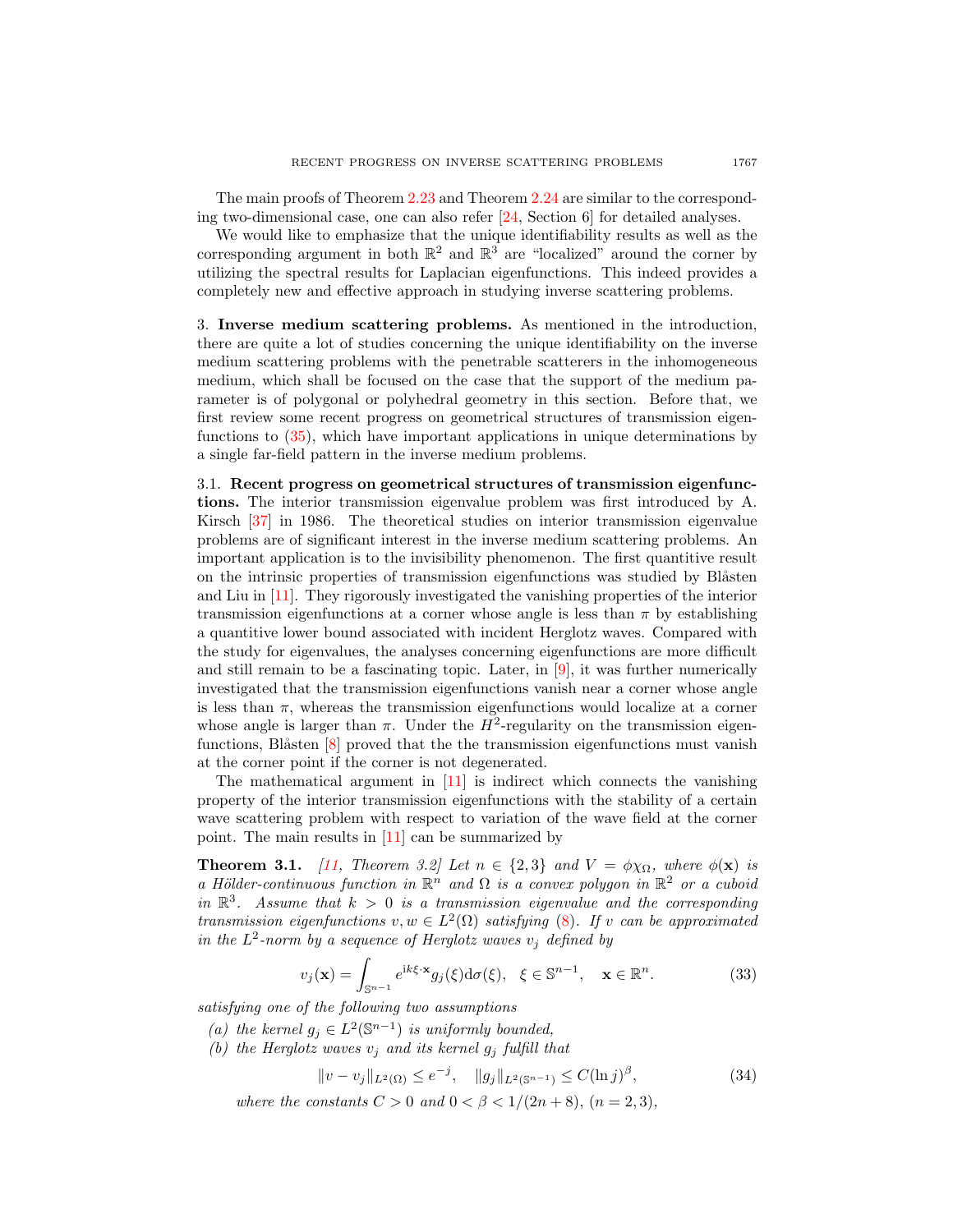The main proofs of Theorem 2.23 and Theorem 2.24 are similar to the corresponding two-dimensional case, one can also refer [24, Section 6] for detailed analyses.

We would like to emphasize that the unique identifiability results as well as the corresponding argument in both $\mathbb{R}^2$ and $\mathbb{R}^3$ are "localized" around the corner by utilizing the spectral results for Laplacian eigenfunctions. This indeed provides a completely new and effective approach in studying inverse scattering problems.

## 3. Inverse medium scattering problems.

As mentioned in the introduction, there are quite a lot of studies concerning the unique identifiability on the inverse medium scattering problems with the penetrable scatterers in the inhomogeneous medium, which shall be focused on the case that the support of the medium parameter is of polygonal or polyhedral geometry in this section. Before that, we first review some recent progress on geometrical structures of transmission eigenfunctions to (35), which have important applications in unique determinations by a single far-field pattern in the inverse medium problems.

### 3.1. Recent progress on geometrical structures of transmission eigenfunctions.

The interior transmission eigenvalue problem was first introduced by A. Kirsch [37] in 1986. The theoretical studies on interior transmission eigenvalue problems are of significant interest in the inverse medium scattering problems. An important application is to the invisibility phenomenon. The first quantitive result on the intrinsic properties of transmission eigenfunctions was studied by Blåsten and Liu in [11]. They rigorously investigated the vanishing properties of the interior transmission eigenfunctions at a corner whose angle is less than $\pi$ by establishing a quantitive lower bound associated with incident Herglotz waves. Compared with the study for eigenvalues, the analyses concerning eigenfunctions are more difficult and still remain to be a fascinating topic. Later, in [9], it was further numerically investigated that the transmission eigenfunctions vanish near a corner whose angle is less than $\pi$, whereas the transmission eigenfunctions would localize at a corner whose angle is larger than $\pi$. Under the $H^2$-regularity on the transmission eigenfunctions, Blåsten [8] proved that the the transmission eigenfunctions must vanish at the corner point if the corner is not degenerated.

The mathematical argument in [11] is indirect which connects the vanishing property of the interior transmission eigenfunctions with the stability of a certain wave scattering problem with respect to variation of the wave field at the corner point. The main results in [11] can be summarized by

**Theorem 3.1.** *[11, Theorem 3.2] Let $n \in \{2, 3\}$ and $V = \phi\chi_\Omega$, where $\phi(\mathbf{x})$ is a Hölder-continuous function in $\mathbb{R}^n$ and $\Omega$ is a convex polygon in $\mathbb{R}^2$ or a cuboid in $\mathbb{R}^3$. Assume that $k > 0$ is a transmission eigenvalue and the corresponding transmission eigenfunctions $v, w \in L^2(\Omega)$ satisfying (8). If $v$ can be approximated in the $L^2$-norm by a sequence of Herglotz waves $v_j$ defined by*

$$v_j(\mathbf{x}) = \int_{\mathbb{S}^{n-1}} e^{\mathrm{i}k\xi\cdot\mathbf{x}} g_j(\xi) \mathrm{d}\sigma(\xi), \quad \xi \in \mathbb{S}^{n-1}, \quad \mathbf{x} \in \mathbb{R}^n. \tag{33}$$

*satisfying one of the following two assumptions*

*(a) the kernel $g_j \in L^2(\mathbb{S}^{n-1})$ is uniformly bounded,*

*(b) the Herglotz waves $v_j$ and its kernel $g_j$ fulfill that*

$$\|v - v_j\|_{L^2(\Omega)} \le e^{-j}, \quad \|g_j\|_{L^2(\mathbb{S}^{n-1})} \le C(\ln j)^\beta, \tag{34}$$

*where the constants $C > 0$ and $0 < \beta < 1/(2n + 8)$, $(n = 2, 3)$,*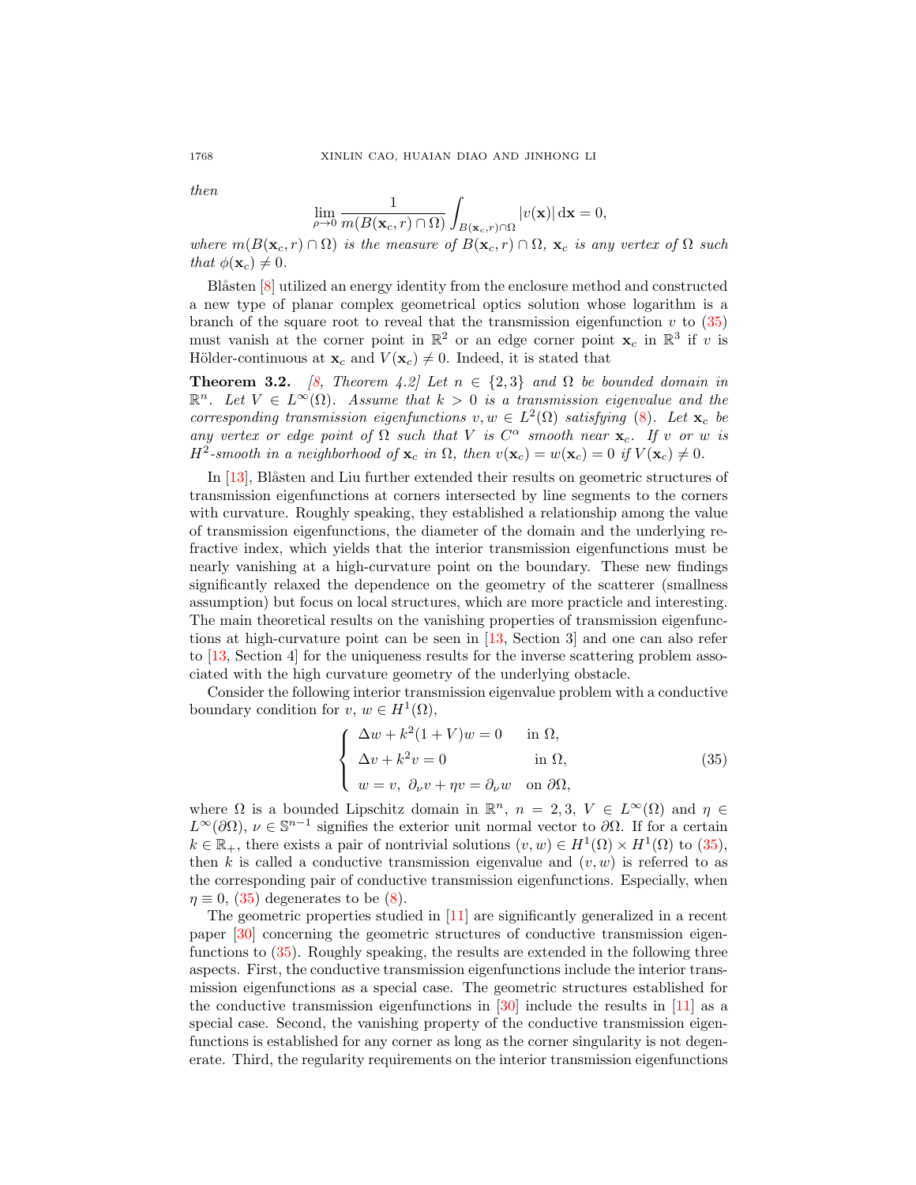*then*

$$\lim_{\rho\to 0}\frac{1}{m(B(\mathbf{x}_c,r)\cap\Omega)}\int_{B(\mathbf{x}_c,r)\cap\Omega}|v(\mathbf{x})|\,\mathrm{d}\mathbf{x}=0,$$

*where $m(B(\mathbf{x}_c,r)\cap\Omega)$ is the measure of $B(\mathbf{x}_c,r)\cap\Omega$, $\mathbf{x}_c$ is any vertex of $\Omega$ such that $\phi(\mathbf{x}_c)\neq 0$.*

Blåsten [8] utilized an energy identity from the enclosure method and constructed a new type of planar complex geometrical optics solution whose logarithm is a branch of the square root to reveal that the transmission eigenfunction $v$ to (35) must vanish at the corner point in $\mathbb{R}^2$ or an edge corner point $\mathbf{x}_c$ in $\mathbb{R}^3$ if $v$ is Hölder-continuous at $\mathbf{x}_c$ and $V(\mathbf{x}_c)\neq 0$. Indeed, it is stated that

**Theorem 3.2.** *[8, Theorem 4.2] Let $n\in\{2,3\}$ and $\Omega$ be bounded domain in $\mathbb{R}^n$. Let $V\in L^\infty(\Omega)$. Assume that $k>0$ is a transmission eigenvalue and the corresponding transmission eigenfunctions $v,w\in L^2(\Omega)$ satisfying (8). Let $\mathbf{x}_c$ be any vertex or edge point of $\Omega$ such that $V$ is $C^\alpha$ smooth near $\mathbf{x}_c$. If $v$ or $w$ is $H^2$-smooth in a neighborhood of $\mathbf{x}_c$ in $\Omega$, then $v(\mathbf{x}_c)=w(\mathbf{x}_c)=0$ if $V(\mathbf{x}_c)\neq 0$.*

In [13], Blåsten and Liu further extended their results on geometric structures of transmission eigenfunctions at corners intersected by line segments to the corners with curvature. Roughly speaking, they established a relationship among the value of transmission eigenfunctions, the diameter of the domain and the underlying refractive index, which yields that the interior transmission eigenfunctions must be nearly vanishing at a high-curvature point on the boundary. These new findings significantly relaxed the dependence on the geometry of the scatterer (smallness assumption) but focus on local structures, which are more practicle and interesting. The main theoretical results on the vanishing properties of transmission eigenfunctions at high-curvature point can be seen in [13, Section 3] and one can also refer to [13, Section 4] for the uniqueness results for the inverse scattering problem associated with the high curvature geometry of the underlying obstacle.

Consider the following interior transmission eigenvalue problem with a conductive boundary condition for $v$, $w\in H^1(\Omega)$,

$$\begin{cases}\Delta w+k^2(1+V)w=0 & \text{in } \Omega,\\ \Delta v+k^2 v=0 & \text{in } \Omega,\\ w=v,\ \partial_\nu v+\eta v=\partial_\nu w & \text{on } \partial\Omega,\end{cases}\tag{35}$$

where $\Omega$ is a bounded Lipschitz domain in $\mathbb{R}^n$, $n=2,3$, $V\in L^\infty(\Omega)$ and $\eta\in L^\infty(\partial\Omega)$, $\nu\in\mathbb{S}^{n-1}$ signifies the exterior unit normal vector to $\partial\Omega$. If for a certain $k\in\mathbb{R}_+$, there exists a pair of nontrivial solutions $(v,w)\in H^1(\Omega)\times H^1(\Omega)$ to (35), then $k$ is called a conductive transmission eigenvalue and $(v,w)$ is referred to as the corresponding pair of conductive transmission eigenfunctions. Especially, when $\eta\equiv 0$, (35) degenerates to be (8).

The geometric properties studied in [11] are significantly generalized in a recent paper [30] concerning the geometric structures of conductive transmission eigenfunctions to (35). Roughly speaking, the results are extended in the following three aspects. First, the conductive transmission eigenfunctions include the interior transmission eigenfunctions as a special case. The geometric structures established for the conductive transmission eigenfunctions in [30] include the results in [11] as a special case. Second, the vanishing property of the conductive transmission eigenfunctions is established for any corner as long as the corner singularity is not degenerate. Third, the regularity requirements on the interior transmission eigenfunctions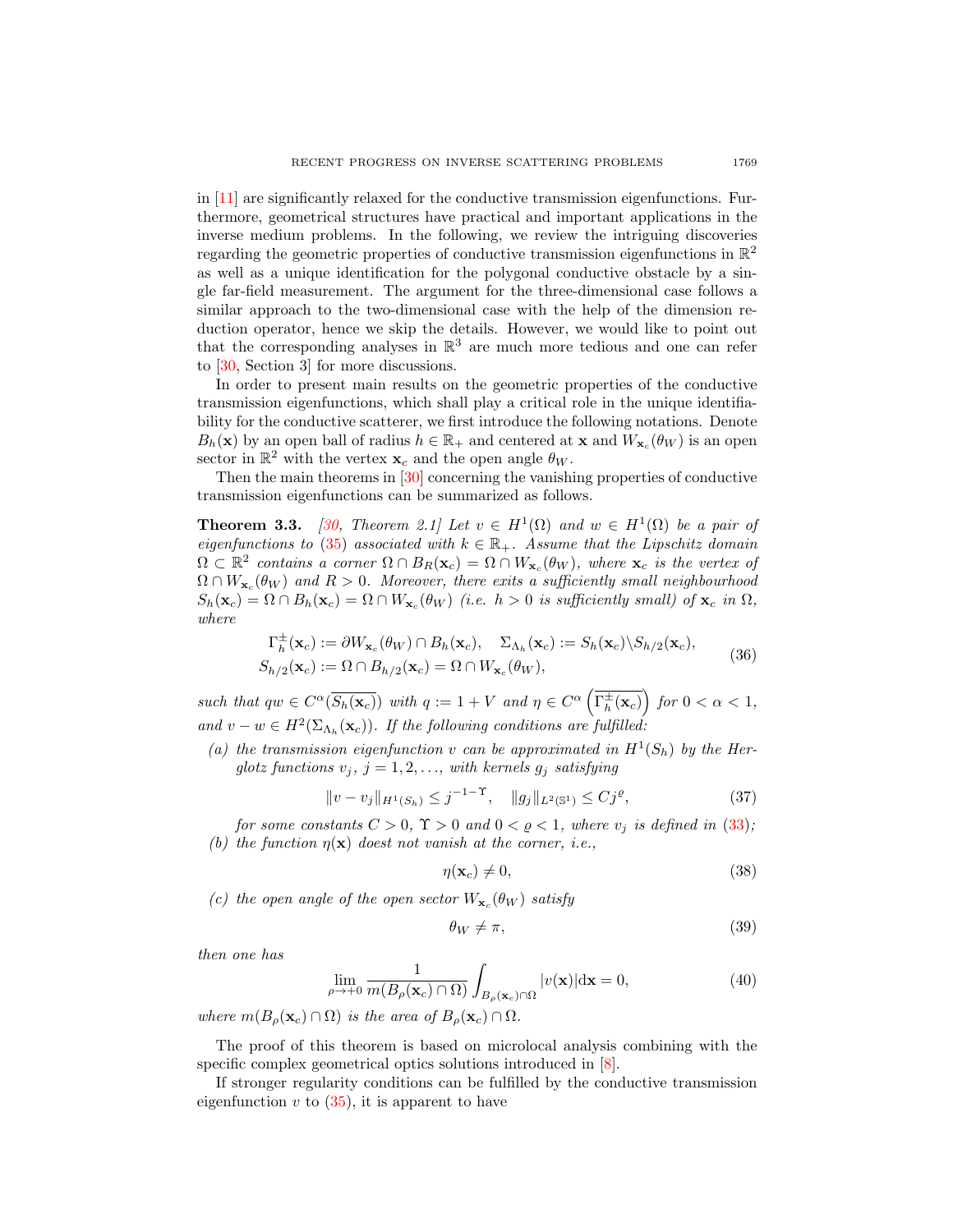in [11] are significantly relaxed for the conductive transmission eigenfunctions. Furthermore, geometrical structures have practical and important applications in the inverse medium problems. In the following, we review the intriguing discoveries regarding the geometric properties of conductive transmission eigenfunctions in $\mathbb{R}^2$ as well as a unique identification for the polygonal conductive obstacle by a single far-field measurement. The argument for the three-dimensional case follows a similar approach to the two-dimensional case with the help of the dimension reduction operator, hence we skip the details. However, we would like to point out that the corresponding analyses in $\mathbb{R}^3$ are much more tedious and one can refer to [30, Section 3] for more discussions.

In order to present main results on the geometric properties of the conductive transmission eigenfunctions, which shall play a critical role in the unique identifiability for the conductive scatterer, we first introduce the following notations. Denote $B_h(\mathbf{x})$ by an open ball of radius $h \in \mathbb{R}_+$ and centered at $\mathbf{x}$ and $W_{\mathbf{x}_c}(\theta_W)$ is an open sector in $\mathbb{R}^2$ with the vertex $\mathbf{x}_c$ and the open angle $\theta_W$.

Then the main theorems in [30] concerning the vanishing properties of conductive transmission eigenfunctions can be summarized as follows.

**Theorem 3.3.** *[30, Theorem 2.1] Let $v \in H^1(\Omega)$ and $w \in H^1(\Omega)$ be a pair of eigenfunctions to (35) associated with $k \in \mathbb{R}_+$. Assume that the Lipschitz domain $\Omega \subset \mathbb{R}^2$ contains a corner $\Omega \cap B_R(\mathbf{x}_c) = \Omega \cap W_{\mathbf{x}_c}(\theta_W)$, where $\mathbf{x}_c$ is the vertex of $\Omega \cap W_{\mathbf{x}_c}(\theta_W)$ and $R > 0$. Moreover, there exits a sufficiently small neighbourhood $S_h(\mathbf{x}_c) = \Omega \cap B_h(\mathbf{x}_c) = \Omega \cap W_{\mathbf{x}_c}(\theta_W)$ (i.e. $h > 0$ is sufficiently small) of $\mathbf{x}_c$ in $\Omega$, where*

$$
\begin{aligned}
&\Gamma_h^{\pm}(\mathbf{x}_c) := \partial W_{\mathbf{x}_c}(\theta_W) \cap B_h(\mathbf{x}_c), \quad \Sigma_{\Lambda_h}(\mathbf{x}_c) := S_h(\mathbf{x}_c) \backslash S_{h/2}(\mathbf{x}_c), \\
&S_{h/2}(\mathbf{x}_c) := \Omega \cap B_{h/2}(\mathbf{x}_c) = \Omega \cap W_{\mathbf{x}_c}(\theta_W),
\end{aligned} \tag{36}
$$

*such that $qw \in C^{\alpha}(\overline{S_h(\mathbf{x}_c)})$ with $q := 1 + V$ and $\eta \in C^{\alpha}\left(\overline{\Gamma_h^{\pm}(\mathbf{x}_c)}\right)$ for $0 < \alpha < 1$, and $v - w \in H^2(\Sigma_{\Lambda_h}(\mathbf{x}_c))$. If the following conditions are fulfilled:*

*(a) the transmission eigenfunction $v$ can be approximated in $H^1(S_h)$ by the Herglotz functions $v_j$, $j = 1, 2, \ldots$, with kernels $g_j$ satisfying*

$$
\|v - v_j\|_{H^1(S_h)} \leq j^{-1-\Upsilon}, \quad \|g_j\|_{L^2(\mathbb{S}^1)} \leq C j^{\varrho}, \tag{37}
$$

*for some constants $C > 0$, $\Upsilon > 0$ and $0 < \varrho < 1$, where $v_j$ is defined in (33);*

*(b) the function $\eta(\mathbf{x})$ doest not vanish at the corner, i.e.,*

$$
\eta(\mathbf{x}_c) \neq 0, \tag{38}
$$

*(c) the open angle of the open sector $W_{\mathbf{x}_c}(\theta_W)$ satisfy*

$$
\theta_W \neq \pi, \tag{39}
$$

*then one has*

$$
\lim_{\rho \to +0} \frac{1}{m(B_\rho(\mathbf{x}_c) \cap \Omega)} \int_{B_\rho(\mathbf{x}_c) \cap \Omega} |v(\mathbf{x})| \mathrm{d}\mathbf{x} = 0, \tag{40}
$$

*where $m(B_\rho(\mathbf{x}_c) \cap \Omega)$ is the area of $B_\rho(\mathbf{x}_c) \cap \Omega$.*

The proof of this theorem is based on microlocal analysis combining with the specific complex geometrical optics solutions introduced in [8].

If stronger regularity conditions can be fulfilled by the conductive transmission eigenfunction $v$ to (35), it is apparent to have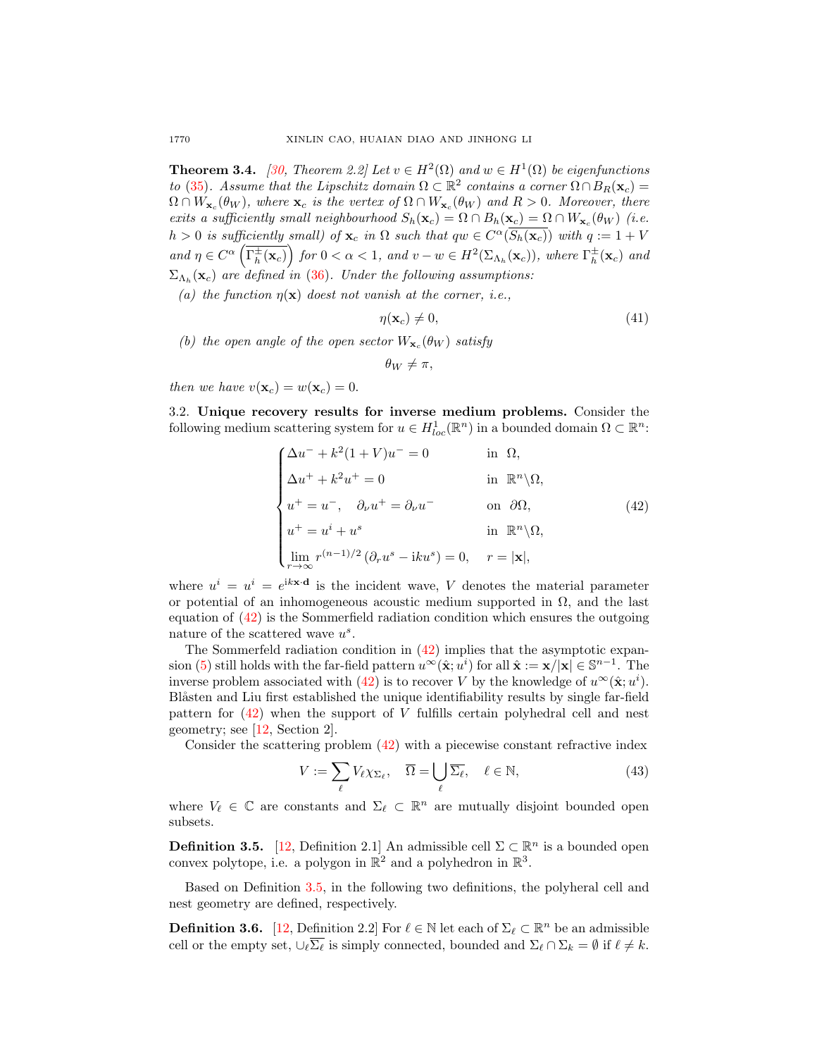**Theorem 3.4.** *[30, Theorem 2.2] Let $v \in H^2(\Omega)$ and $w \in H^1(\Omega)$ be eigenfunctions to (35). Assume that the Lipschitz domain $\Omega \subset \mathbb{R}^2$ contains a corner $\Omega \cap B_R(\mathbf{x}_c) = \Omega \cap W_{\mathbf{x}_c}(\theta_W)$, where $\mathbf{x}_c$ is the vertex of $\Omega \cap W_{\mathbf{x}_c}(\theta_W)$ and $R > 0$. Moreover, there exits a sufficiently small neighbourhood $S_h(\mathbf{x}_c) = \Omega \cap B_h(\mathbf{x}_c) = \Omega \cap W_{\mathbf{x}_c}(\theta_W)$ (i.e. $h > 0$ is sufficiently small) of $\mathbf{x}_c$ in $\Omega$ such that $qw \in C^\alpha(\overline{S_h(\mathbf{x}_c)})$ with $q := 1 + V$ and $\eta \in C^\alpha\left(\overline{\Gamma_h^\pm(\mathbf{x}_c)}\right)$ for $0 < \alpha < 1$, and $v - w \in H^2(\Sigma_{\Lambda_h}(\mathbf{x}_c))$, where $\Gamma_h^\pm(\mathbf{x}_c)$ and $\Sigma_{\Lambda_h}(\mathbf{x}_c)$ are defined in (36). Under the following assumptions:*

*(a) the function $\eta(\mathbf{x})$ doest not vanish at the corner, i.e.,*

$$\eta(\mathbf{x}_c) \neq 0, \tag{41}$$

*(b) the open angle of the open sector $W_{\mathbf{x}_c}(\theta_W)$ satisfy*

$$\theta_W \neq \pi,$$

*then we have $v(\mathbf{x}_c) = w(\mathbf{x}_c) = 0$.*

3.2. **Unique recovery results for inverse medium problems.** Consider the following medium scattering system for $u \in H^1_{loc}(\mathbb{R}^n)$ in a bounded domain $\Omega \subset \mathbb{R}^n$:

$$\begin{cases} \Delta u^- + k^2(1+V)u^- = 0 & \text{in } \Omega, \\ \Delta u^+ + k^2 u^+ = 0 & \text{in } \mathbb{R}^n \backslash \Omega, \\ u^+ = u^-, \quad \partial_\nu u^+ = \partial_\nu u^- & \text{on } \partial\Omega, \\ u^+ = u^i + u^s & \text{in } \mathbb{R}^n \backslash \Omega, \\ \lim\limits_{r\to\infty} r^{(n-1)/2}\left(\partial_r u^s - \mathrm{i}k u^s\right) = 0, & r = |\mathbf{x}|, \end{cases} \tag{42}$$

where $u^i = u^i = e^{\mathrm{i}k\mathbf{x}\cdot\mathbf{d}}$ is the incident wave, $V$ denotes the material parameter or potential of an inhomogeneous acoustic medium supported in $\Omega$, and the last equation of (42) is the Sommerfeld radiation condition which ensures the outgoing nature of the scattered wave $u^s$.

The Sommerfeld radiation condition in (42) implies that the asymptotic expansion (5) still holds with the far-field pattern $u^\infty(\hat{\mathbf{x}}; u^i)$ for all $\hat{\mathbf{x}} := \mathbf{x}/|\mathbf{x}| \in \mathbb{S}^{n-1}$. The inverse problem associated with (42) is to recover $V$ by the knowledge of $u^\infty(\hat{\mathbf{x}}; u^i)$. Blåsten and Liu first established the unique identifiability results by single far-field pattern for (42) when the support of $V$ fulfills certain polyhedral cell and nest geometry; see [12, Section 2].

Consider the scattering problem (42) with a piecewise constant refractive index

$$V := \sum_\ell V_\ell \chi_{\Sigma_\ell}, \quad \overline{\Omega} = \bigcup_\ell \overline{\Sigma_\ell}, \quad \ell \in \mathbb{N}, \tag{43}$$

where $V_\ell \in \mathbb{C}$ are constants and $\Sigma_\ell \subset \mathbb{R}^n$ are mutually disjoint bounded open subsets.

**Definition 3.5.** [12, Definition 2.1] An admissible cell $\Sigma \subset \mathbb{R}^n$ is a bounded open convex polytope, i.e. a polygon in $\mathbb{R}^2$ and a polyhedron in $\mathbb{R}^3$.

Based on Definition 3.5, in the following two definitions, the polyheral cell and nest geometry are defined, respectively.

**Definition 3.6.** [12, Definition 2.2] For $\ell \in \mathbb{N}$ let each of $\Sigma_\ell \subset \mathbb{R}^n$ be an admissible cell or the empty set, $\cup_\ell \overline{\Sigma_\ell}$ is simply connected, bounded and $\Sigma_\ell \cap \Sigma_k = \emptyset$ if $\ell \neq k$.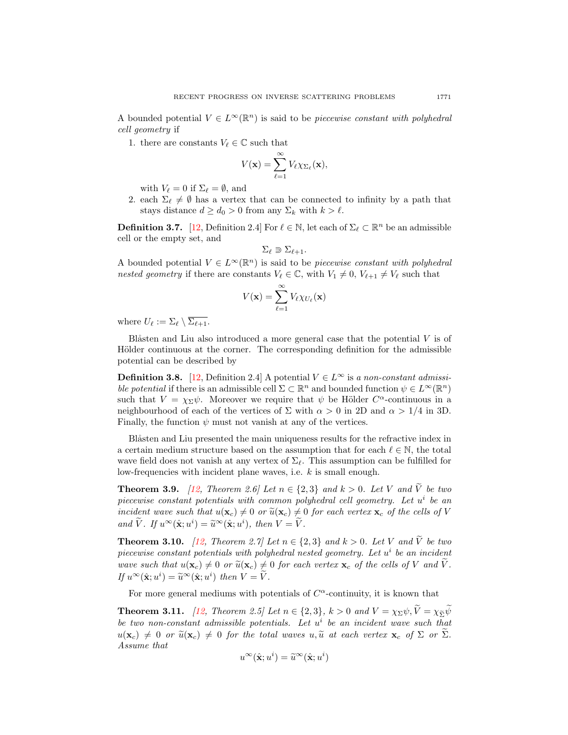A bounded potential $V \in L^\infty(\mathbb{R}^n)$ is said to be *piecewise constant with polyhedral cell geometry* if

1. there are constants $V_\ell \in \mathbb{C}$ such that

$$V(\mathbf{x}) = \sum_{\ell=1}^{\infty} V_\ell \chi_{\Sigma_\ell}(\mathbf{x}),$$

with $V_\ell = 0$ if $\Sigma_\ell = \emptyset$, and

2. each $\Sigma_\ell \neq \emptyset$ has a vertex that can be connected to infinity by a path that stays distance $d \geq d_0 > 0$ from any $\Sigma_k$ with $k > \ell$.

**Definition 3.7.** [12, Definition 2.4] For $\ell \in \mathbb{N}$, let each of $\Sigma_\ell \subset \mathbb{R}^n$ be an admissible cell or the empty set, and

$$\Sigma_\ell \Supset \Sigma_{\ell+1}.$$

A bounded potential $V \in L^\infty(\mathbb{R}^n)$ is said to be *piecewise constant with polyhedral nested geometry* if there are constants $V_\ell \in \mathbb{C}$, with $V_1 \neq 0$, $V_{\ell+1} \neq V_\ell$ such that

$$V(\mathbf{x}) = \sum_{\ell=1}^{\infty} V_\ell \chi_{U_\ell}(\mathbf{x})$$

where $U_\ell := \Sigma_\ell \setminus \overline{\Sigma_{\ell+1}}$.

Blåsten and Liu also introduced a more general case that the potential $V$ is of Hölder continuous at the corner. The corresponding definition for the admissible potential can be described by

**Definition 3.8.** [12, Definition 2.4] A potential $V \in L^\infty$ is *a non-constant admissible potential* if there is an admissible cell $\Sigma \subset \mathbb{R}^n$ and bounded function $\psi \in L^\infty(\mathbb{R}^n)$ such that $V = \chi_\Sigma \psi$. Moreover we require that $\psi$ be Hölder $C^\alpha$-continuous in a neighbourhood of each of the vertices of $\Sigma$ with $\alpha > 0$ in 2D and $\alpha > 1/4$ in 3D. Finally, the function $\psi$ must not vanish at any of the vertices.

Blåsten and Liu presented the main uniqueness results for the refractive index in a certain medium structure based on the assumption that for each $\ell \in \mathbb{N}$, the total wave field does not vanish at any vertex of $\Sigma_\ell$. This assumption can be fulfilled for low-frequencies with incident plane waves, i.e. $k$ is small enough.

**Theorem 3.9.** *[12, Theorem 2.6] Let $n \in \{2, 3\}$ and $k > 0$. Let $V$ and $\widetilde{V}$ be two piecewise constant potentials with common polyhedral cell geometry. Let $u^i$ be an incident wave such that $u(\mathbf{x}_c) \neq 0$ or $\widetilde{u}(\mathbf{x}_c) \neq 0$ for each vertex $\mathbf{x}_c$ of the cells of $V$ and $\widetilde{V}$. If $u^\infty(\hat{\mathbf{x}}; u^i) = \widetilde{u}^\infty(\hat{\mathbf{x}}; u^i)$, then $V = \widetilde{V}$.*

**Theorem 3.10.** *[12, Theorem 2.7] Let $n \in \{2, 3\}$ and $k > 0$. Let $V$ and $\widetilde{V}$ be two piecewise constant potentials with polyhedral nested geometry. Let $u^i$ be an incident wave such that $u(\mathbf{x}_c) \neq 0$ or $\widetilde{u}(\mathbf{x}_c) \neq 0$ for each vertex $\mathbf{x}_c$ of the cells of $V$ and $\widetilde{V}$. If $u^\infty(\hat{\mathbf{x}}; u^i) = \widetilde{u}^\infty(\hat{\mathbf{x}}; u^i)$ then $V = \widetilde{V}$.*

For more general mediums with potentials of $C^\alpha$-continuity, it is known that

**Theorem 3.11.** *[12, Theorem 2.5] Let $n \in \{2, 3\}$, $k > 0$ and $V = \chi_\Sigma \psi, \widetilde{V} = \chi_{\widetilde{\Sigma}} \widetilde{\psi}$ be two non-constant admissible potentials. Let $u^i$ be an incident wave such that $u(\mathbf{x}_c) \neq 0$ or $\widetilde{u}(\mathbf{x}_c) \neq 0$ for the total waves $u, \widetilde{u}$ at each vertex $\mathbf{x}_c$ of $\Sigma$ or $\widetilde{\Sigma}$. Assume that*

$$u^\infty(\hat{\mathbf{x}}; u^i) = \widetilde{u}^\infty(\hat{\mathbf{x}}; u^i)$$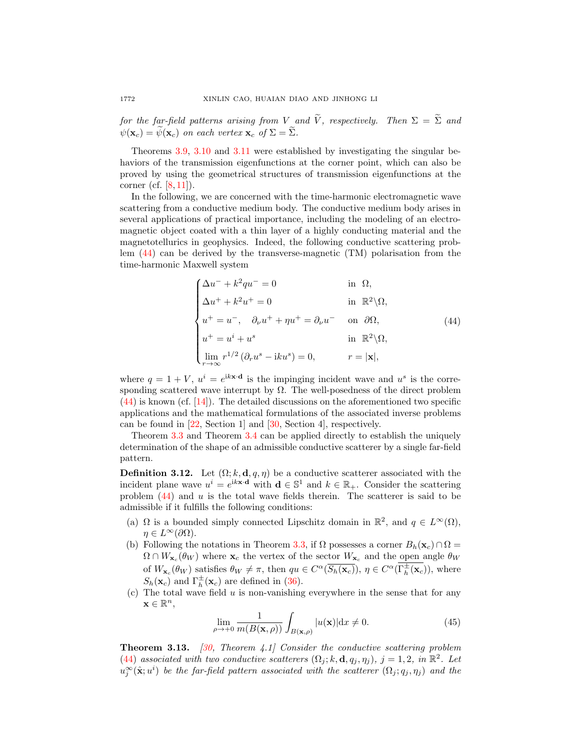*for the far-field patterns arising from $V$ and $\widetilde{V}$, respectively. Then $\Sigma = \widetilde{\Sigma}$ and $\psi(\mathbf{x}_c) = \widetilde{\psi}(\mathbf{x}_c)$ on each vertex $\mathbf{x}_c$ of $\Sigma = \widetilde{\Sigma}$.*

Theorems 3.9, 3.10 and 3.11 were established by investigating the singular behaviors of the transmission eigenfunctions at the corner point, which can also be proved by using the geometrical structures of transmission eigenfunctions at the corner (cf. [8, 11]).

In the following, we are concerned with the time-harmonic electromagnetic wave scattering from a conductive medium body. The conductive medium body arises in several applications of practical importance, including the modeling of an electromagnetic object coated with a thin layer of a highly conducting material and the magnetotellurics in geophysics. Indeed, the following conductive scattering problem (44) can be derived by the transverse-magnetic (TM) polarisation from the time-harmonic Maxwell system

$$
\begin{cases}
\Delta u^- + k^2 q u^- = 0 & \text{in } \ \Omega, \\
\Delta u^+ + k^2 u^+ = 0 & \text{in } \ \mathbb{R}^2 \backslash \Omega, \\
u^+ = u^-, \quad \partial_\nu u^+ + \eta u^+ = \partial_\nu u^- & \text{on } \ \partial\Omega, \\
u^+ = u^i + u^s & \text{in } \ \mathbb{R}^2 \backslash \Omega, \\
\lim\limits_{r\to\infty} r^{1/2} \left( \partial_r u^s - \mathrm{i} k u^s \right) = 0, & r = |\mathbf{x}|,
\end{cases}
\tag{44}
$$

where $q = 1 + V$, $u^i = e^{\mathrm{i}k\mathbf{x}\cdot\mathbf{d}}$ is the impinging incident wave and $u^s$ is the corresponding scattered wave interrupt by $\Omega$. The well-posedness of the direct problem (44) is known (cf. [14]). The detailed discussions on the aforementioned two specific applications and the mathematical formulations of the associated inverse problems can be found in [22, Section 1] and [30, Section 4], respectively.

Theorem 3.3 and Theorem 3.4 can be applied directly to establish the uniquely determination of the shape of an admissible conductive scatterer by a single far-field pattern.

**Definition 3.12.** Let $(\Omega; k, \mathbf{d}, q, \eta)$ be a conductive scatterer associated with the incident plane wave $u^i = e^{\mathrm{i}k\mathbf{x}\cdot\mathbf{d}}$ with $\mathbf{d} \in \mathbb{S}^1$ and $k \in \mathbb{R}_+$. Consider the scattering problem (44) and $u$ is the total wave fields therein. The scatterer is said to be admissible if it fulfills the following conditions:

- (a) $\Omega$ is a bounded simply connected Lipschitz domain in $\mathbb{R}^2$, and $q \in L^\infty(\Omega)$, $\eta \in L^\infty(\partial\Omega)$.
- (b) Following the notations in Theorem 3.3, if $\Omega$ possesses a corner $B_h(\mathbf{x}_c) \cap \Omega = \Omega \cap W_{\mathbf{x}_c}(\theta_W)$ where $\mathbf{x}_c$ the vertex of the sector $W_{\mathbf{x}_c}$ and the open angle $\theta_W$ of $W_{\mathbf{x}_c}(\theta_W)$ satisfies $\theta_W \neq \pi$, then $qu \in C^\alpha(\overline{S_h(\mathbf{x}_c)})$, $\eta \in C^\alpha(\overline{\Gamma_h^\pm(\mathbf{x}_c)})$, where $S_h(\mathbf{x}_c)$ and $\Gamma_h^\pm(\mathbf{x}_c)$ are defined in (36).
- (c) The total wave field $u$ is non-vanishing everywhere in the sense that for any $\mathbf{x} \in \mathbb{R}^n$,
$$
\lim_{\rho\to+0} \frac{1}{m(B(\mathbf{x},\rho))} \int_{B(\mathbf{x},\rho)} |u(\mathbf{x})| \mathrm{d}x \neq 0. \tag{45}
$$

**Theorem 3.13.** *[30, Theorem 4.1] Consider the conductive scattering problem (44) associated with two conductive scatterers $(\Omega_j; k, \mathbf{d}, q_j, \eta_j)$, $j = 1, 2$, in $\mathbb{R}^2$. Let $u_j^\infty(\hat{\mathbf{x}}; u^i)$ be the far-field pattern associated with the scatterer $(\Omega_j; q_j, \eta_j)$ and the*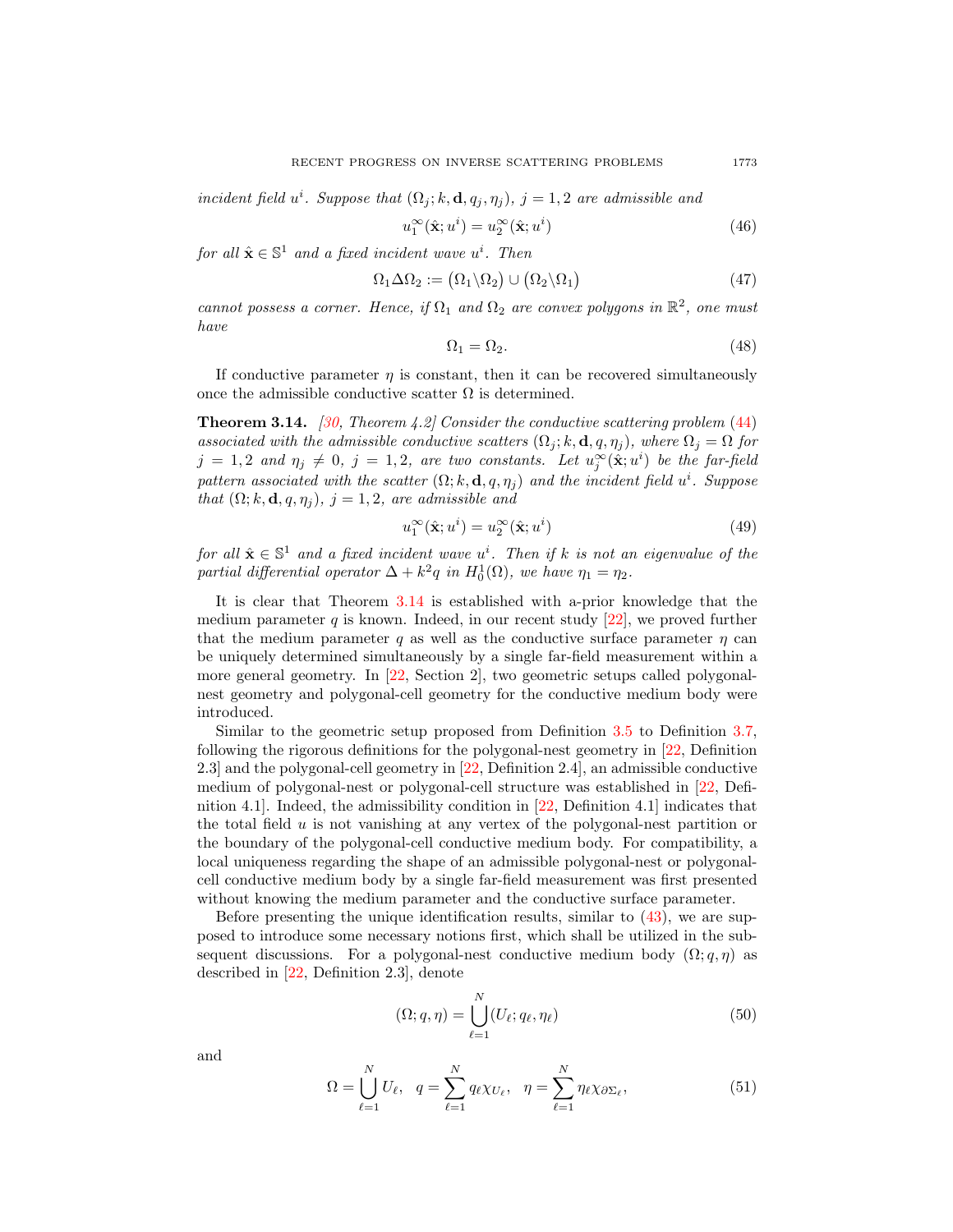*incident field $u^i$. Suppose that $(\Omega_j; k, \mathbf{d}, q_j, \eta_j)$, $j = 1, 2$ are admissible and*

$$u_1^\infty(\hat{\mathbf{x}}; u^i) = u_2^\infty(\hat{\mathbf{x}}; u^i) \tag{46}$$

*for all $\hat{\mathbf{x}} \in \mathbb{S}^1$ and a fixed incident wave $u^i$. Then*

$$\Omega_1 \Delta \Omega_2 := \big(\Omega_1 \backslash \Omega_2\big) \cup \big(\Omega_2 \backslash \Omega_1\big) \tag{47}$$

*cannot possess a corner. Hence, if $\Omega_1$ and $\Omega_2$ are convex polygons in $\mathbb{R}^2$, one must have*

$$\Omega_1 = \Omega_2. \tag{48}$$

If conductive parameter $\eta$ is constant, then it can be recovered simultaneously once the admissible conductive scatter $\Omega$ is determined.

**Theorem 3.14.** *[30, Theorem 4.2] Consider the conductive scattering problem (44) associated with the admissible conductive scatters $(\Omega_j; k, \mathbf{d}, q, \eta_j)$, where $\Omega_j = \Omega$ for $j = 1, 2$ and $\eta_j \neq 0$, $j = 1, 2$, are two constants. Let $u_j^\infty(\hat{\mathbf{x}}; u^i)$ be the far-field pattern associated with the scatter $(\Omega; k, \mathbf{d}, q, \eta_j)$ and the incident field $u^i$. Suppose that $(\Omega; k, \mathbf{d}, q, \eta_j)$, $j = 1, 2$, are admissible and*

$$u_1^\infty(\hat{\mathbf{x}}; u^i) = u_2^\infty(\hat{\mathbf{x}}; u^i) \tag{49}$$

*for all $\hat{\mathbf{x}} \in \mathbb{S}^1$ and a fixed incident wave $u^i$. Then if $k$ is not an eigenvalue of the partial differential operator $\Delta + k^2 q$ in $H_0^1(\Omega)$, we have $\eta_1 = \eta_2$.*

It is clear that Theorem 3.14 is established with a-prior knowledge that the medium parameter $q$ is known. Indeed, in our recent study [22], we proved further that the medium parameter $q$ as well as the conductive surface parameter $\eta$ can be uniquely determined simultaneously by a single far-field measurement within a more general geometry. In [22, Section 2], two geometric setups called polygonal-nest geometry and polygonal-cell geometry for the conductive medium body were introduced.

Similar to the geometric setup proposed from Definition 3.5 to Definition 3.7, following the rigorous definitions for the polygonal-nest geometry in [22, Definition 2.3] and the polygonal-cell geometry in [22, Definition 2.4], an admissible conductive medium of polygonal-nest or polygonal-cell structure was established in [22, Definition 4.1]. Indeed, the admissibility condition in [22, Definition 4.1] indicates that the total field $u$ is not vanishing at any vertex of the polygonal-nest partition or the boundary of the polygonal-cell conductive medium body. For compatibility, a local uniqueness regarding the shape of an admissible polygonal-nest or polygonal-cell conductive medium body by a single far-field measurement was first presented without knowing the medium parameter and the conductive surface parameter.

Before presenting the unique identification results, similar to (43), we are supposed to introduce some necessary notions first, which shall be utilized in the subsequent discussions. For a polygonal-nest conductive medium body $(\Omega; q, \eta)$ as described in [22, Definition 2.3], denote

$$(\Omega; q, \eta) = \bigcup_{\ell=1}^{N} (U_\ell; q_\ell, \eta_\ell) \tag{50}$$

and

$$\Omega = \bigcup_{\ell=1}^{N} U_\ell, \quad q = \sum_{\ell=1}^{N} q_\ell \chi_{U_\ell}, \quad \eta = \sum_{\ell=1}^{N} \eta_\ell \chi_{\partial \Sigma_\ell}, \tag{51}$$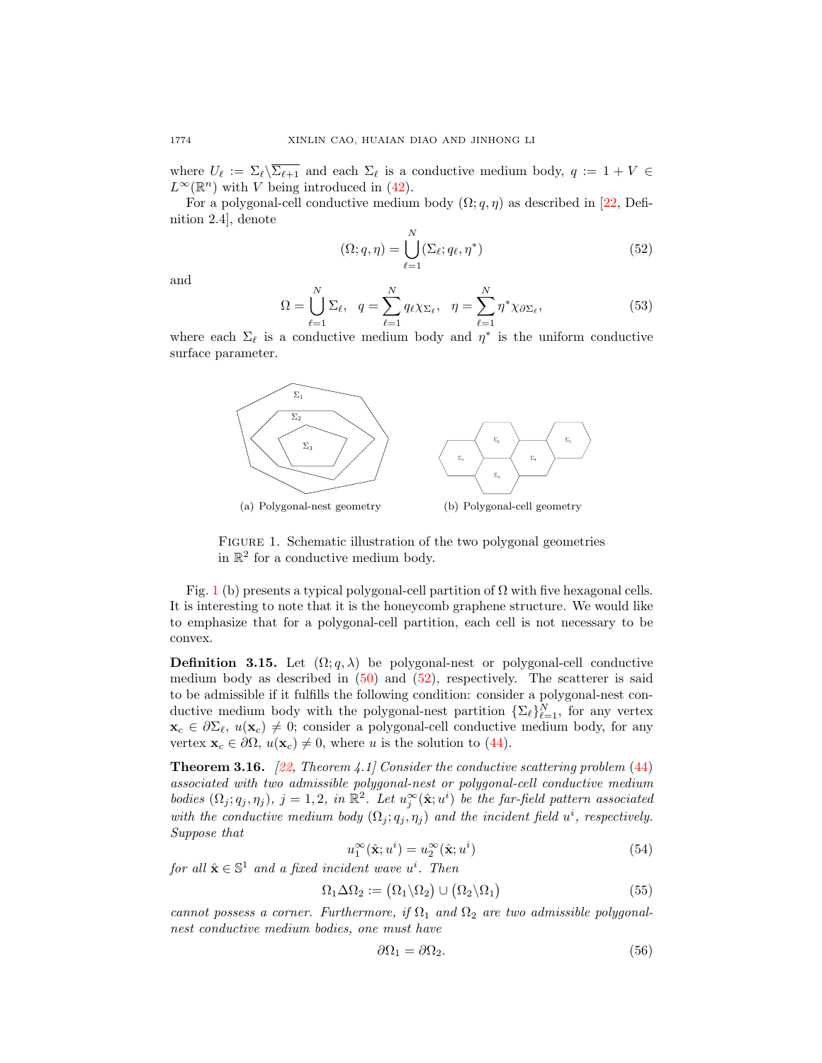where $U_\ell := \Sigma_\ell \backslash \overline{\Sigma_{\ell+1}}$ and each $\Sigma_\ell$ is a conductive medium body, $q := 1 + V \in L^\infty(\mathbb{R}^n)$ with $V$ being introduced in (42).

For a polygonal-cell conductive medium body $(\Omega; q, \eta)$ as described in [22, Definition 2.4], denote

$$
(\Omega; q, \eta) = \bigcup_{\ell=1}^{N} (\Sigma_\ell; q_\ell, \eta^*) \tag{52}
$$

and

$$
\Omega = \bigcup_{\ell=1}^{N} \Sigma_\ell, \quad q = \sum_{\ell=1}^{N} q_\ell \chi_{\Sigma_\ell}, \quad \eta = \sum_{\ell=1}^{N} \eta^* \chi_{\partial \Sigma_\ell}, \tag{53}
$$

where each $\Sigma_\ell$ is a conductive medium body and $\eta^*$ is the uniform conductive surface parameter.

(a) Polygonal-nest geometry

(b) Polygonal-cell geometry

FIGURE 1. Schematic illustration of the two polygonal geometries in $\mathbb{R}^2$ for a conductive medium body.

Fig. 1 (b) presents a typical polygonal-cell partition of $\Omega$ with five hexagonal cells. It is interesting to note that it is the honeycomb graphene structure. We would like to emphasize that for a polygonal-cell partition, each cell is not necessary to be convex.

**Definition 3.15.** Let $(\Omega; q, \lambda)$ be polygonal-nest or polygonal-cell conductive medium body as described in (50) and (52), respectively. The scatterer is said to be admissible if it fulfills the following condition: consider a polygonal-nest conductive medium body with the polygonal-nest partition $\{\Sigma_\ell\}_{\ell=1}^N$, for any vertex $\mathbf{x}_c \in \partial \Sigma_\ell$, $u(\mathbf{x}_c) \neq 0$; consider a polygonal-cell conductive medium body, for any vertex $\mathbf{x}_c \in \partial \Omega$, $u(\mathbf{x}_c) \neq 0$, where $u$ is the solution to (44).

**Theorem 3.16.** *[22, Theorem 4.1] Consider the conductive scattering problem (44) associated with two admissible polygonal-nest or polygonal-cell conductive medium bodies $(\Omega_j; q_j, \eta_j)$, $j = 1, 2$, in $\mathbb{R}^2$. Let $u_j^\infty(\hat{\mathbf{x}}; u^i)$ be the far-field pattern associated with the conductive medium body $(\Omega_j; q_j, \eta_j)$ and the incident field $u^i$, respectively. Suppose that*

$$
u_1^\infty(\hat{\mathbf{x}}; u^i) = u_2^\infty(\hat{\mathbf{x}}; u^i) \tag{54}
$$

*for all $\hat{\mathbf{x}} \in \mathbb{S}^1$ and a fixed incident wave $u^i$. Then*

$$
\Omega_1 \Delta \Omega_2 := \big(\Omega_1 \backslash \Omega_2\big) \cup \big(\Omega_2 \backslash \Omega_1\big) \tag{55}
$$

*cannot possess a corner. Furthermore, if $\Omega_1$ and $\Omega_2$ are two admissible polygonal-nest conductive medium bodies, one must have*

$$
\partial \Omega_1 = \partial \Omega_2. \tag{56}
$$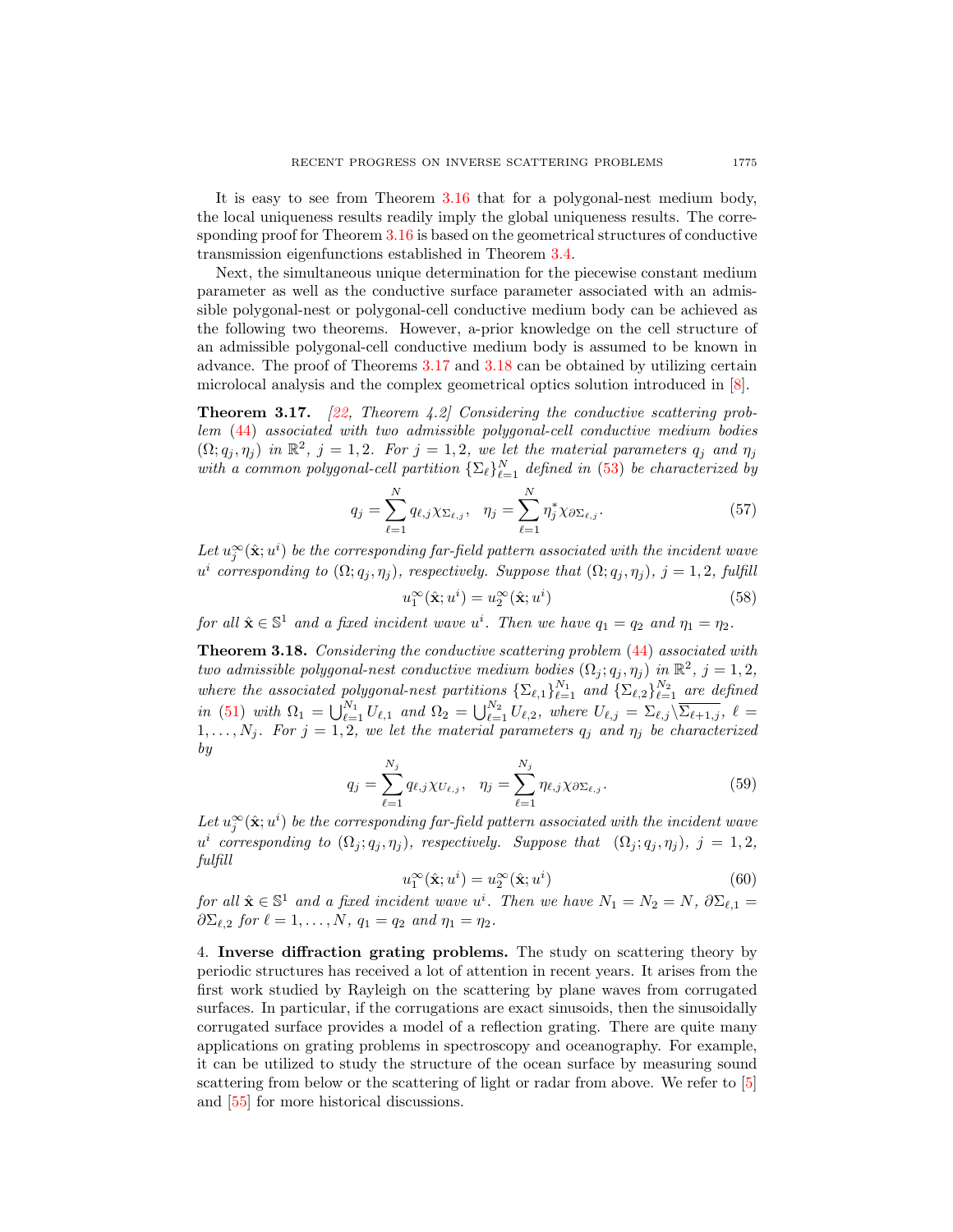It is easy to see from Theorem 3.16 that for a polygonal-nest medium body, the local uniqueness results readily imply the global uniqueness results. The corresponding proof for Theorem 3.16 is based on the geometrical structures of conductive transmission eigenfunctions established in Theorem 3.4.

Next, the simultaneous unique determination for the piecewise constant medium parameter as well as the conductive surface parameter associated with an admissible polygonal-nest or polygonal-cell conductive medium body can be achieved as the following two theorems. However, a-prior knowledge on the cell structure of an admissible polygonal-cell conductive medium body is assumed to be known in advance. The proof of Theorems 3.17 and 3.18 can be obtained by utilizing certain microlocal analysis and the complex geometrical optics solution introduced in [8].

**Theorem 3.17.** *[22, Theorem 4.2] Considering the conductive scattering problem (44) associated with two admissible polygonal-cell conductive medium bodies $(\Omega; q_j, \eta_j)$ in $\mathbb{R}^2$, $j = 1, 2$. For $j = 1, 2$, we let the material parameters $q_j$ and $\eta_j$ with a common polygonal-cell partition $\{\Sigma_\ell\}_{\ell=1}^N$ defined in (53) be characterized by*

$$q_j = \sum_{\ell=1}^{N} q_{\ell,j} \chi_{\Sigma_{\ell,j}}, \quad \eta_j = \sum_{\ell=1}^{N} \eta_j^* \chi_{\partial \Sigma_{\ell,j}}. \tag{57}$$

*Let $u_j^\infty(\hat{\mathbf{x}}; u^i)$ be the corresponding far-field pattern associated with the incident wave $u^i$ corresponding to $(\Omega; q_j, \eta_j)$, respectively. Suppose that $(\Omega; q_j, \eta_j)$, $j = 1, 2$, fulfill*

$$u_1^\infty(\hat{\mathbf{x}}; u^i) = u_2^\infty(\hat{\mathbf{x}}; u^i) \tag{58}$$

*for all $\hat{\mathbf{x}} \in \mathbb{S}^1$ and a fixed incident wave $u^i$. Then we have $q_1 = q_2$ and $\eta_1 = \eta_2$.*

**Theorem 3.18.** *Considering the conductive scattering problem (44) associated with two admissible polygonal-nest conductive medium bodies $(\Omega_j; q_j, \eta_j)$ in $\mathbb{R}^2$, $j = 1, 2$, where the associated polygonal-nest partitions $\{\Sigma_{\ell,1}\}_{\ell=1}^{N_1}$ and $\{\Sigma_{\ell,2}\}_{\ell=1}^{N_2}$ are defined in (51) with $\Omega_1 = \bigcup_{\ell=1}^{N_1} U_{\ell,1}$ and $\Omega_2 = \bigcup_{\ell=1}^{N_2} U_{\ell,2}$, where $U_{\ell,j} = \Sigma_{\ell,j} \backslash \overline{\Sigma_{\ell+1,j}}$, $\ell = 1, \ldots, N_j$. For $j = 1, 2$, we let the material parameters $q_j$ and $\eta_j$ be characterized by*

$$q_j = \sum_{\ell=1}^{N_j} q_{\ell,j} \chi_{U_{\ell,j}}, \quad \eta_j = \sum_{\ell=1}^{N_j} \eta_{\ell,j} \chi_{\partial \Sigma_{\ell,j}}. \tag{59}$$

*Let $u_j^\infty(\hat{\mathbf{x}}; u^i)$ be the corresponding far-field pattern associated with the incident wave $u^i$ corresponding to $(\Omega_j; q_j, \eta_j)$, respectively. Suppose that $(\Omega_j; q_j, \eta_j)$, $j = 1, 2$, fulfill*

$$u_1^\infty(\hat{\mathbf{x}}; u^i) = u_2^\infty(\hat{\mathbf{x}}; u^i) \tag{60}$$

*for all $\hat{\mathbf{x}} \in \mathbb{S}^1$ and a fixed incident wave $u^i$. Then we have $N_1 = N_2 = N$, $\partial \Sigma_{\ell,1} = \partial \Sigma_{\ell,2}$ for $\ell = 1, \ldots, N$, $q_1 = q_2$ and $\eta_1 = \eta_2$.*

4. **Inverse diffraction grating problems.** The study on scattering theory by periodic structures has received a lot of attention in recent years. It arises from the first work studied by Rayleigh on the scattering by plane waves from corrugated surfaces. In particular, if the corrugations are exact sinusoids, then the sinusoidally corrugated surface provides a model of a reflection grating. There are quite many applications on grating problems in spectroscopy and oceanography. For example, it can be utilized to study the structure of the ocean surface by measuring sound scattering from below or the scattering of light or radar from above. We refer to [5] and [55] for more historical discussions.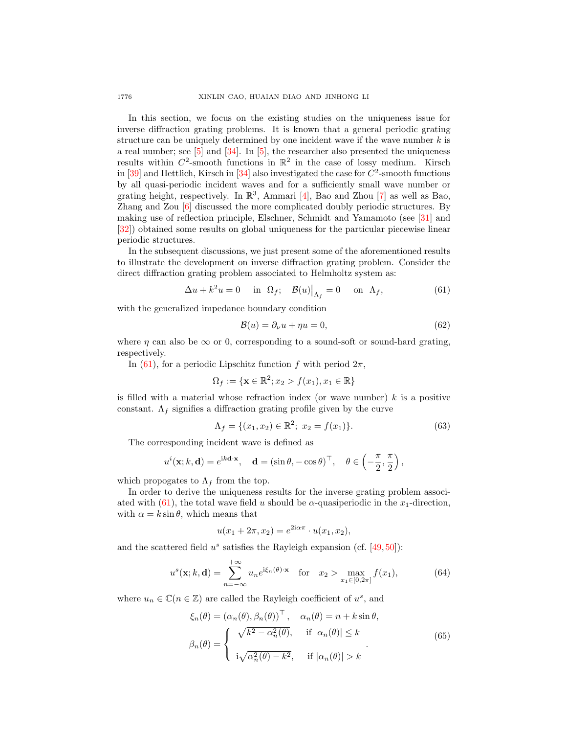In this section, we focus on the existing studies on the uniqueness issue for inverse diffraction grating problems. It is known that a general periodic grating structure can be uniquely determined by one incident wave if the wave number $k$ is a real number; see [5] and [34]. In [5], the researcher also presented the uniqueness results within $C^2$-smooth functions in $\mathbb{R}^2$ in the case of lossy medium. Kirsch in [39] and Hettlich, Kirsch in [34] also investigated the case for $C^2$-smooth functions by all quasi-periodic incident waves and for a sufficiently small wave number or grating height, respectively. In $\mathbb{R}^3$, Ammari [4], Bao and Zhou [7] as well as Bao, Zhang and Zou [6] discussed the more complicated doubly periodic structures. By making use of reflection principle, Elschner, Schmidt and Yamamoto (see [31] and [32]) obtained some results on global uniqueness for the particular piecewise linear periodic structures.

In the subsequent discussions, we just present some of the aforementioned results to illustrate the development on inverse diffraction grating problem. Consider the direct diffraction grating problem associated to Helmholtz system as:

$$\Delta u + k^2 u = 0 \quad \text{in } \ \Omega_f; \quad \mathcal{B}(u)\big|_{\Lambda_f} = 0 \quad \text{on } \ \Lambda_f, \tag{61}$$

with the generalized impedance boundary condition

$$\mathcal{B}(u) = \partial_\nu u + \eta u = 0, \tag{62}$$

where $\eta$ can also be $\infty$ or 0, corresponding to a sound-soft or sound-hard grating, respectively.

In (61), for a periodic Lipschitz function $f$ with period $2\pi$,

$$\Omega_f := \{\mathbf{x} \in \mathbb{R}^2; x_2 > f(x_1), x_1 \in \mathbb{R}\}$$

is filled with a material whose refraction index (or wave number) $k$ is a positive constant. $\Lambda_f$ signifies a diffraction grating profile given by the curve

$$\Lambda_f = \{(x_1, x_2) \in \mathbb{R}^2;\ x_2 = f(x_1)\}. \tag{63}$$

The corresponding incident wave is defined as

$$u^i(\mathbf{x}; k, \mathbf{d}) = e^{\mathrm{i}k\mathbf{d}\cdot\mathbf{x}}, \quad \mathbf{d} = (\sin\theta, -\cos\theta)^\top, \quad \theta \in \left(-\frac{\pi}{2}, \frac{\pi}{2}\right),$$

which propogates to $\Lambda_f$ from the top.

In order to derive the uniqueness results for the inverse grating problem associated with (61), the total wave field $u$ should be $\alpha$-quasiperiodic in the $x_1$-direction, with $\alpha = k\sin\theta$, which means that

$$u(x_1 + 2\pi, x_2) = e^{2\mathrm{i}\alpha\pi} \cdot u(x_1, x_2),$$

and the scattered field $u^s$ satisfies the Rayleigh expansion (cf. [49,50]):

$$u^s(\mathbf{x}; k, \mathbf{d}) = \sum_{n=-\infty}^{+\infty} u_n e^{\mathrm{i}\xi_n(\theta)\cdot\mathbf{x}} \quad \text{for} \quad x_2 > \max_{x_1 \in [0, 2\pi]} f(x_1), \tag{64}$$

where $u_n \in \mathbb{C} (n \in \mathbb{Z})$ are called the Rayleigh coefficient of $u^s$, and

$$\begin{aligned}
\xi_n(\theta) &= (\alpha_n(\theta), \beta_n(\theta))^\top, \quad \alpha_n(\theta) = n + k\sin\theta, \\
\beta_n(\theta) &= \begin{cases} \sqrt{k^2 - \alpha_n^2(\theta)}, & \text{if } |\alpha_n(\theta)| \le k \\ \mathrm{i}\sqrt{\alpha_n^2(\theta) - k^2}, & \text{if } |\alpha_n(\theta)| > k \end{cases}.
\end{aligned} \tag{65}$$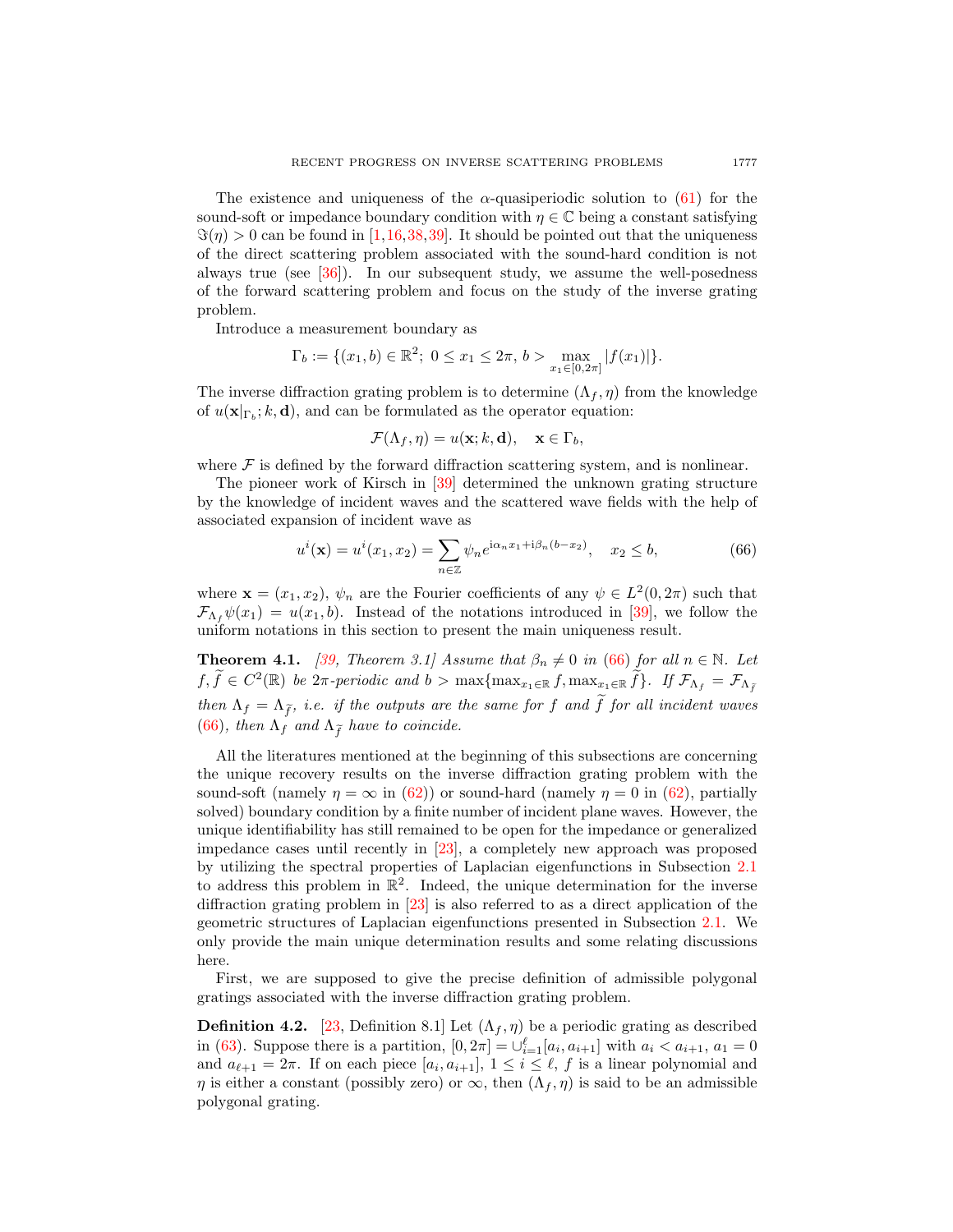The existence and uniqueness of the $\alpha$-quasiperiodic solution to (61) for the sound-soft or impedance boundary condition with $\eta \in \mathbb{C}$ being a constant satisfying $\Im(\eta) > 0$ can be found in [1,16,38,39]. It should be pointed out that the uniqueness of the direct scattering problem associated with the sound-hard condition is not always true (see [36]). In our subsequent study, we assume the well-posedness of the forward scattering problem and focus on the study of the inverse grating problem.

Introduce a measurement boundary as

$$\Gamma_b := \{(x_1, b) \in \mathbb{R}^2;\ 0 \leq x_1 \leq 2\pi,\ b > \max_{x_1 \in [0,2\pi]} |f(x_1)|\}.$$

The inverse diffraction grating problem is to determine $(\Lambda_f, \eta)$ from the knowledge of $u(\mathbf{x}|_{\Gamma_b}; k, \mathbf{d})$, and can be formulated as the operator equation:

$$\mathcal{F}(\Lambda_f, \eta) = u(\mathbf{x}; k, \mathbf{d}), \quad \mathbf{x} \in \Gamma_b,$$

where $\mathcal{F}$ is defined by the forward diffraction scattering system, and is nonlinear.

The pioneer work of Kirsch in [39] determined the unknown grating structure by the knowledge of incident waves and the scattered wave fields with the help of associated expansion of incident wave as

$$u^i(\mathbf{x}) = u^i(x_1, x_2) = \sum_{n \in \mathbb{Z}} \psi_n e^{\mathrm{i}\alpha_n x_1 + \mathrm{i}\beta_n (b - x_2)}, \quad x_2 \leq b, \tag{66}$$

where $\mathbf{x} = (x_1, x_2)$, $\psi_n$ are the Fourier coefficients of any $\psi \in L^2(0, 2\pi)$ such that $\mathcal{F}_{\Lambda_f}\psi(x_1) = u(x_1, b)$. Instead of the notations introduced in [39], we follow the uniform notations in this section to present the main uniqueness result.

**Theorem 4.1.** *[39, Theorem 3.1] Assume that $\beta_n \neq 0$ in (66) for all $n \in \mathbb{N}$. Let $f, \widetilde{f} \in C^2(\mathbb{R})$ be $2\pi$-periodic and $b > \max\{\max_{x_1 \in \mathbb{R}} f, \max_{x_1 \in \mathbb{R}} \widetilde{f}\}$. If $\mathcal{F}_{\Lambda_f} = \mathcal{F}_{\Lambda_{\widetilde{f}}}$ then $\Lambda_f = \Lambda_{\widetilde{f}}$, i.e. if the outputs are the same for $f$ and $\widetilde{f}$ for all incident waves (66), then $\Lambda_f$ and $\Lambda_{\widetilde{f}}$ have to coincide.*

All the literatures mentioned at the beginning of this subsections are concerning the unique recovery results on the inverse diffraction grating problem with the sound-soft (namely $\eta = \infty$ in (62)) or sound-hard (namely $\eta = 0$ in (62), partially solved) boundary condition by a finite number of incident plane waves. However, the unique identifiability has still remained to be open for the impedance or generalized impedance cases until recently in [23], a completely new approach was proposed by utilizing the spectral properties of Laplacian eigenfunctions in Subsection 2.1 to address this problem in $\mathbb{R}^2$. Indeed, the unique determination for the inverse diffraction grating problem in [23] is also referred to as a direct application of the geometric structures of Laplacian eigenfunctions presented in Subsection 2.1. We only provide the main unique determination results and some relating discussions here.

First, we are supposed to give the precise definition of admissible polygonal gratings associated with the inverse diffraction grating problem.

**Definition 4.2.** [23, Definition 8.1] Let $(\Lambda_f, \eta)$ be a periodic grating as described in (63). Suppose there is a partition, $[0, 2\pi] = \cup_{i=1}^{\ell}[a_i, a_{i+1}]$ with $a_i < a_{i+1}$, $a_1 = 0$ and $a_{\ell+1} = 2\pi$. If on each piece $[a_i, a_{i+1}]$, $1 \leq i \leq \ell$, $f$ is a linear polynomial and $\eta$ is either a constant (possibly zero) or $\infty$, then $(\Lambda_f, \eta)$ is said to be an admissible polygonal grating.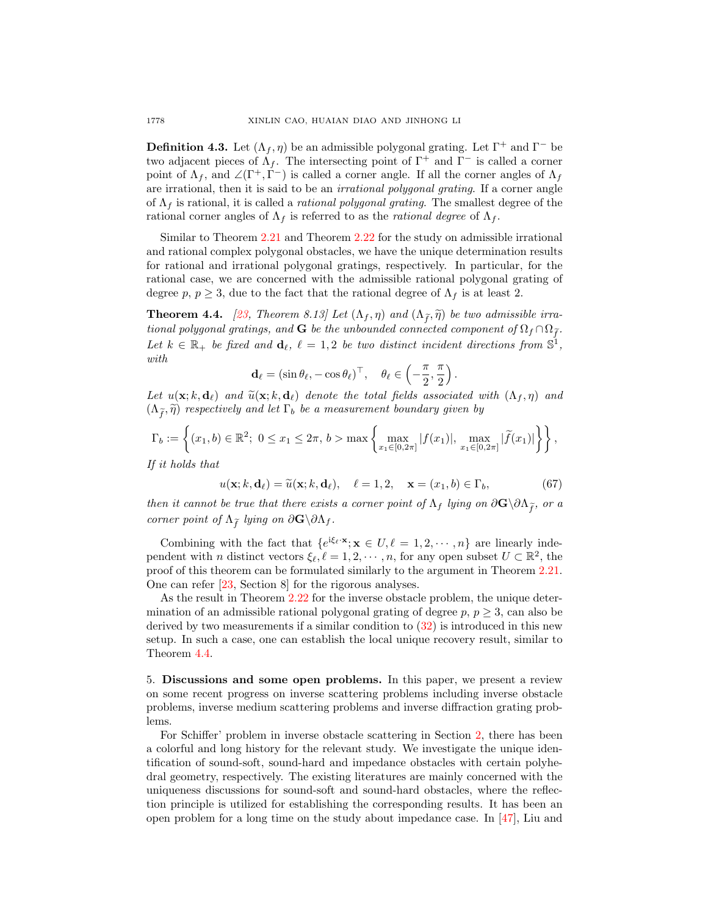**Definition 4.3.** Let $(\Lambda_f, \eta)$ be an admissible polygonal grating. Let $\Gamma^+$ and $\Gamma^-$ be two adjacent pieces of $\Lambda_f$. The intersecting point of $\Gamma^+$ and $\Gamma^-$ is called a corner point of $\Lambda_f$, and $\angle(\Gamma^+, \Gamma^-)$ is called a corner angle. If all the corner angles of $\Lambda_f$ are irrational, then it is said to be an *irrational polygonal grating*. If a corner angle of $\Lambda_f$ is rational, it is called a *rational polygonal grating*. The smallest degree of the rational corner angles of $\Lambda_f$ is referred to as the *rational degree* of $\Lambda_f$.

Similar to Theorem 2.21 and Theorem 2.22 for the study on admissible irrational and rational complex polygonal obstacles, we have the unique determination results for rational and irrational polygonal gratings, respectively. In particular, for the rational case, we are concerned with the admissible rational polygonal grating of degree $p$, $p \geq 3$, due to the fact that the rational degree of $\Lambda_f$ is at least 2.

**Theorem 4.4.** *[23, Theorem 8.13] Let $(\Lambda_f, \eta)$ and $(\Lambda_{\widetilde{f}}, \widetilde{\eta})$ be two admissible irrational polygonal gratings, and $\mathbf{G}$ be the unbounded connected component of $\Omega_f \cap \Omega_{\widetilde{f}}$. Let $k \in \mathbb{R}_+$ be fixed and $\mathbf{d}_\ell$, $\ell = 1, 2$ be two distinct incident directions from $\mathbb{S}^1$, with*

$$\mathbf{d}_\ell = (\sin\theta_\ell, -\cos\theta_\ell)^\top, \quad \theta_\ell \in \left(-\frac{\pi}{2}, \frac{\pi}{2}\right).$$

*Let $u(\mathbf{x}; k, \mathbf{d}_\ell)$ and $\widetilde{u}(\mathbf{x}; k, \mathbf{d}_\ell)$ denote the total fields associated with $(\Lambda_f, \eta)$ and $(\Lambda_{\widetilde{f}}, \widetilde{\eta})$ respectively and let $\Gamma_b$ be a measurement boundary given by*

$$\Gamma_b := \left\{(x_1, b) \in \mathbb{R}^2;\ 0 \leq x_1 \leq 2\pi,\ b > \max\left\{\max_{x_1 \in [0, 2\pi]} |f(x_1)|,\ \max_{x_1 \in [0, 2\pi]} |\widetilde{f}(x_1)|\right\}\right\},$$

*If it holds that*

$$u(\mathbf{x}; k, \mathbf{d}_\ell) = \widetilde{u}(\mathbf{x}; k, \mathbf{d}_\ell), \quad \ell = 1, 2, \quad \mathbf{x} = (x_1, b) \in \Gamma_b, \tag{67}$$

*then it cannot be true that there exists a corner point of $\Lambda_f$ lying on $\partial\mathbf{G} \backslash \partial\Lambda_{\widetilde{f}}$, or a corner point of $\Lambda_{\widetilde{f}}$ lying on $\partial\mathbf{G} \backslash \partial\Lambda_f$.*

Combining with the fact that $\{e^{\mathrm{i}\xi_\ell \cdot \mathbf{x}}; \mathbf{x} \in U, \ell = 1, 2, \cdots, n\}$ are linearly independent with $n$ distinct vectors $\xi_\ell, \ell = 1, 2, \cdots, n$, for any open subset $U \subset \mathbb{R}^2$, the proof of this theorem can be formulated similarly to the argument in Theorem 2.21. One can refer [23, Section 8] for the rigorous analyses.

As the result in Theorem 2.22 for the inverse obstacle problem, the unique determination of an admissible rational polygonal grating of degree $p$, $p \geq 3$, can also be derived by two measurements if a similar condition to (32) is introduced in this new setup. In such a case, one can establish the local unique recovery result, similar to Theorem 4.4.

## 5. Discussions and some open problems.

In this paper, we present a review on some recent progress on inverse scattering problems including inverse obstacle problems, inverse medium scattering problems and inverse diffraction grating problems.

For Schiffer' problem in inverse obstacle scattering in Section 2, there has been a colorful and long history for the relevant study. We investigate the unique identification of sound-soft, sound-hard and impedance obstacles with certain polyhedral geometry, respectively. The existing literatures are mainly concerned with the uniqueness discussions for sound-soft and sound-hard obstacles, where the reflection principle is utilized for establishing the corresponding results. It has been an open problem for a long time on the study about impedance case. In [47], Liu and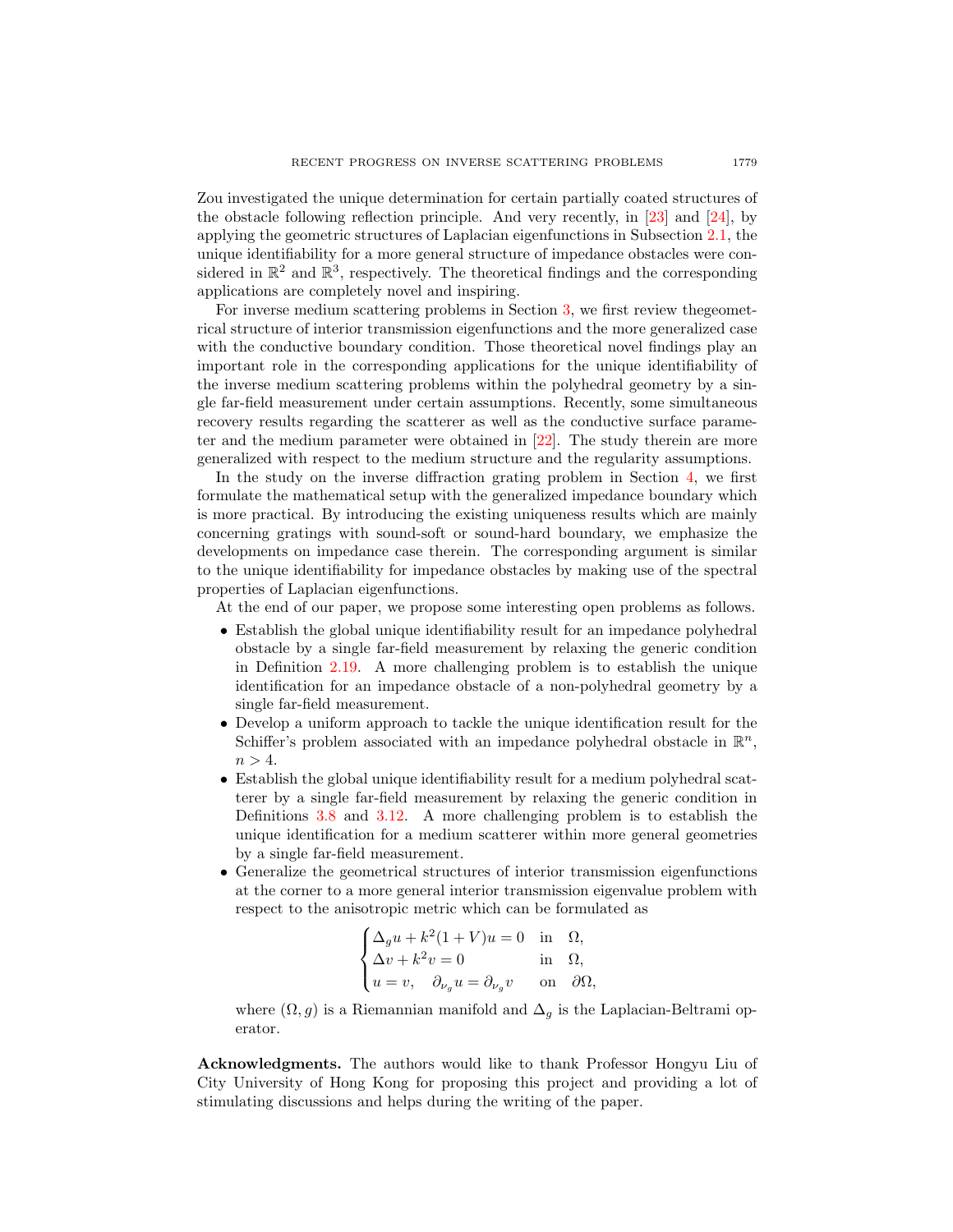Zou investigated the unique determination for certain partially coated structures of the obstacle following reflection principle. And very recently, in [23] and [24], by applying the geometric structures of Laplacian eigenfunctions in Subsection 2.1, the unique identifiability for a more general structure of impedance obstacles were considered in $\mathbb{R}^2$ and $\mathbb{R}^3$, respectively. The theoretical findings and the corresponding applications are completely novel and inspiring.

For inverse medium scattering problems in Section 3, we first review thegeometrical structure of interior transmission eigenfunctions and the more generalized case with the conductive boundary condition. Those theoretical novel findings play an important role in the corresponding applications for the unique identifiability of the inverse medium scattering problems within the polyhedral geometry by a single far-field measurement under certain assumptions. Recently, some simultaneous recovery results regarding the scatterer as well as the conductive surface parameter and the medium parameter were obtained in [22]. The study therein are more generalized with respect to the medium structure and the regularity assumptions.

In the study on the inverse diffraction grating problem in Section 4, we first formulate the mathematical setup with the generalized impedance boundary which is more practical. By introducing the existing uniqueness results which are mainly concerning gratings with sound-soft or sound-hard boundary, we emphasize the developments on impedance case therein. The corresponding argument is similar to the unique identifiability for impedance obstacles by making use of the spectral properties of Laplacian eigenfunctions.

At the end of our paper, we propose some interesting open problems as follows.

- Establish the global unique identifiability result for an impedance polyhedral obstacle by a single far-field measurement by relaxing the generic condition in Definition 2.19. A more challenging problem is to establish the unique identification for an impedance obstacle of a non-polyhedral geometry by a single far-field measurement.
- Develop a uniform approach to tackle the unique identification result for the Schiffer's problem associated with an impedance polyhedral obstacle in $\mathbb{R}^n$, $n > 4$.
- Establish the global unique identifiability result for a medium polyhedral scatterer by a single far-field measurement by relaxing the generic condition in Definitions 3.8 and 3.12. A more challenging problem is to establish the unique identification for a medium scatterer within more general geometries by a single far-field measurement.
- Generalize the geometrical structures of interior transmission eigenfunctions at the corner to a more general interior transmission eigenvalue problem with respect to the anisotropic metric which can be formulated as

$$
\begin{cases}
\Delta_g u + k^2(1+V)u = 0 & \text{in} \quad \Omega, \\
\Delta v + k^2 v = 0 & \text{in} \quad \Omega, \\
u = v, \quad \partial_{\nu_g} u = \partial_{\nu_g} v & \text{on} \quad \partial\Omega,
\end{cases}
$$

  where $(\Omega, g)$ is a Riemannian manifold and $\Delta_g$ is the Laplacian-Beltrami operator.

**Acknowledgments.** The authors would like to thank Professor Hongyu Liu of City University of Hong Kong for proposing this project and providing a lot of stimulating discussions and helps during the writing of the paper.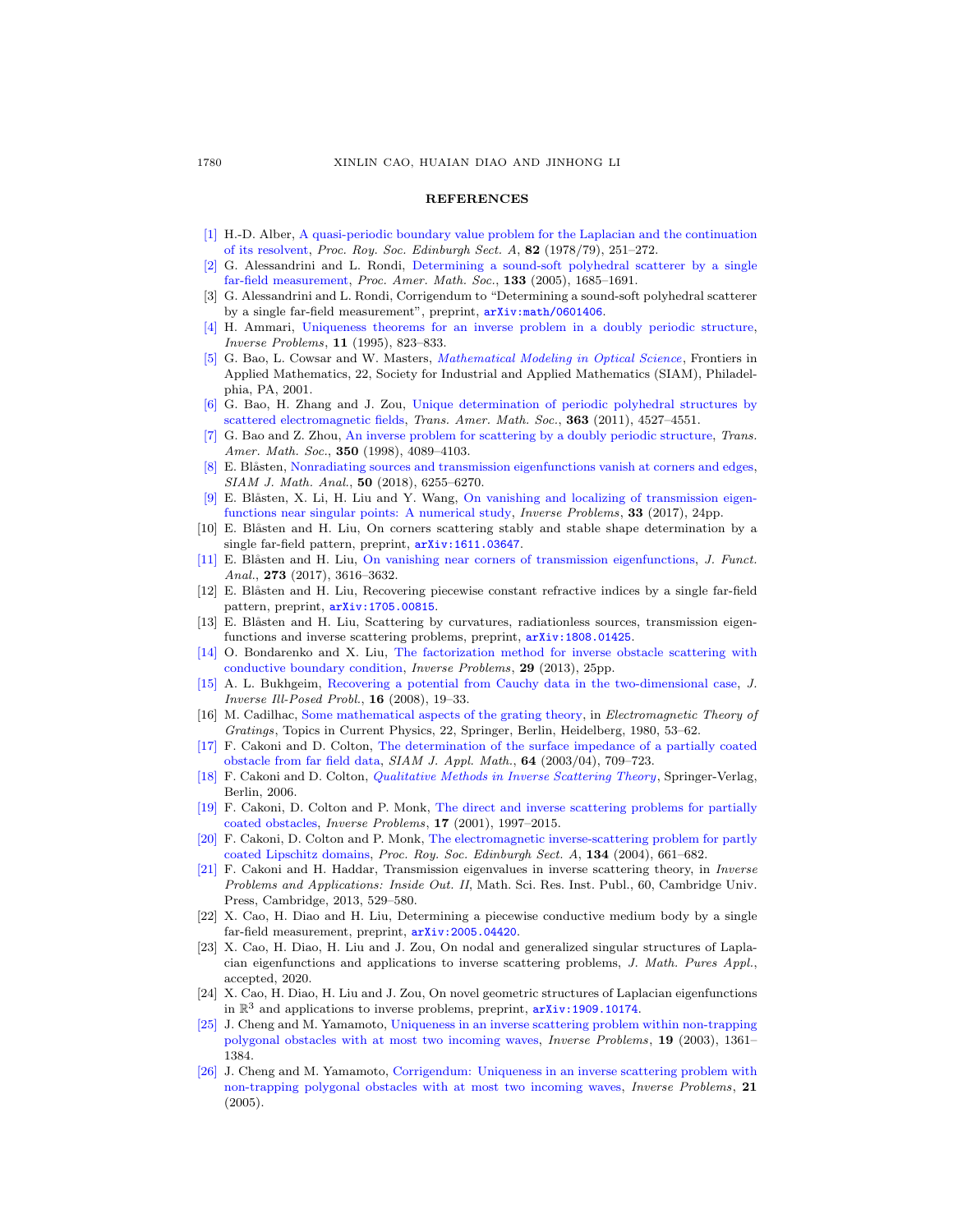## REFERENCES

[1] H.-D. Alber, A quasi-periodic boundary value problem for the Laplacian and the continuation of its resolvent, *Proc. Roy. Soc. Edinburgh Sect. A*, **82** (1978/79), 251–272.

[2] G. Alessandrini and L. Rondi, Determining a sound-soft polyhedral scatterer by a single far-field measurement, *Proc. Amer. Math. Soc.*, **133** (2005), 1685–1691.

[3] G. Alessandrini and L. Rondi, Corrigendum to "Determining a sound-soft polyhedral scatterer by a single far-field measurement", preprint, arXiv:math/0601406.

[4] H. Ammari, Uniqueness theorems for an inverse problem in a doubly periodic structure, *Inverse Problems*, **11** (1995), 823–833.

[5] G. Bao, L. Cowsar and W. Masters, *Mathematical Modeling in Optical Science*, Frontiers in Applied Mathematics, 22, Society for Industrial and Applied Mathematics (SIAM), Philadelphia, PA, 2001.

[6] G. Bao, H. Zhang and J. Zou, Unique determination of periodic polyhedral structures by scattered electromagnetic fields, *Trans. Amer. Math. Soc.*, **363** (2011), 4527–4551.

[7] G. Bao and Z. Zhou, An inverse problem for scattering by a doubly periodic structure, *Trans. Amer. Math. Soc.*, **350** (1998), 4089–4103.

[8] E. Blåsten, Nonradiating sources and transmission eigenfunctions vanish at corners and edges, *SIAM J. Math. Anal.*, **50** (2018), 6255–6270.

[9] E. Blåsten, X. Li, H. Liu and Y. Wang, On vanishing and localizing of transmission eigenfunctions near singular points: A numerical study, *Inverse Problems*, **33** (2017), 24pp.

[10] E. Blåsten and H. Liu, On corners scattering stably and stable shape determination by a single far-field pattern, preprint, arXiv:1611.03647.

[11] E. Blåsten and H. Liu, On vanishing near corners of transmission eigenfunctions, *J. Funct. Anal.*, **273** (2017), 3616–3632.

[12] E. Blåsten and H. Liu, Recovering piecewise constant refractive indices by a single far-field pattern, preprint, arXiv:1705.00815.

[13] E. Blåsten and H. Liu, Scattering by curvatures, radiationless sources, transmission eigenfunctions and inverse scattering problems, preprint, arXiv:1808.01425.

[14] O. Bondarenko and X. Liu, The factorization method for inverse obstacle scattering with conductive boundary condition, *Inverse Problems*, **29** (2013), 25pp.

[15] A. L. Bukhgeim, Recovering a potential from Cauchy data in the two-dimensional case, *J. Inverse Ill-Posed Probl.*, **16** (2008), 19–33.

[16] M. Cadilhac, Some mathematical aspects of the grating theory, in *Electromagnetic Theory of Gratings*, Topics in Current Physics, 22, Springer, Berlin, Heidelberg, 1980, 53–62.

[17] F. Cakoni and D. Colton, The determination of the surface impedance of a partially coated obstacle from far field data, *SIAM J. Appl. Math.*, **64** (2003/04), 709–723.

[18] F. Cakoni and D. Colton, *Qualitative Methods in Inverse Scattering Theory*, Springer-Verlag, Berlin, 2006.

[19] F. Cakoni, D. Colton and P. Monk, The direct and inverse scattering problems for partially coated obstacles, *Inverse Problems*, **17** (2001), 1997–2015.

[20] F. Cakoni, D. Colton and P. Monk, The electromagnetic inverse-scattering problem for partly coated Lipschitz domains, *Proc. Roy. Soc. Edinburgh Sect. A*, **134** (2004), 661–682.

[21] F. Cakoni and H. Haddar, Transmission eigenvalues in inverse scattering theory, in *Inverse Problems and Applications: Inside Out. II*, Math. Sci. Res. Inst. Publ., 60, Cambridge Univ. Press, Cambridge, 2013, 529–580.

[22] X. Cao, H. Diao and H. Liu, Determining a piecewise conductive medium body by a single far-field measurement, preprint, arXiv:2005.04420.

[23] X. Cao, H. Diao, H. Liu and J. Zou, On nodal and generalized singular structures of Laplacian eigenfunctions and applications to inverse scattering problems, *J. Math. Pures Appl.*, accepted, 2020.

[24] X. Cao, H. Diao, H. Liu and J. Zou, On novel geometric structures of Laplacian eigenfunctions in $\mathbb{R}^3$ and applications to inverse problems, preprint, arXiv:1909.10174.

[25] J. Cheng and M. Yamamoto, Uniqueness in an inverse scattering problem within non-trapping polygonal obstacles with at most two incoming waves, *Inverse Problems*, **19** (2003), 1361–1384.

[26] J. Cheng and M. Yamamoto, Corrigendum: Uniqueness in an inverse scattering problem with non-trapping polygonal obstacles with at most two incoming waves, *Inverse Problems*, **21** (2005).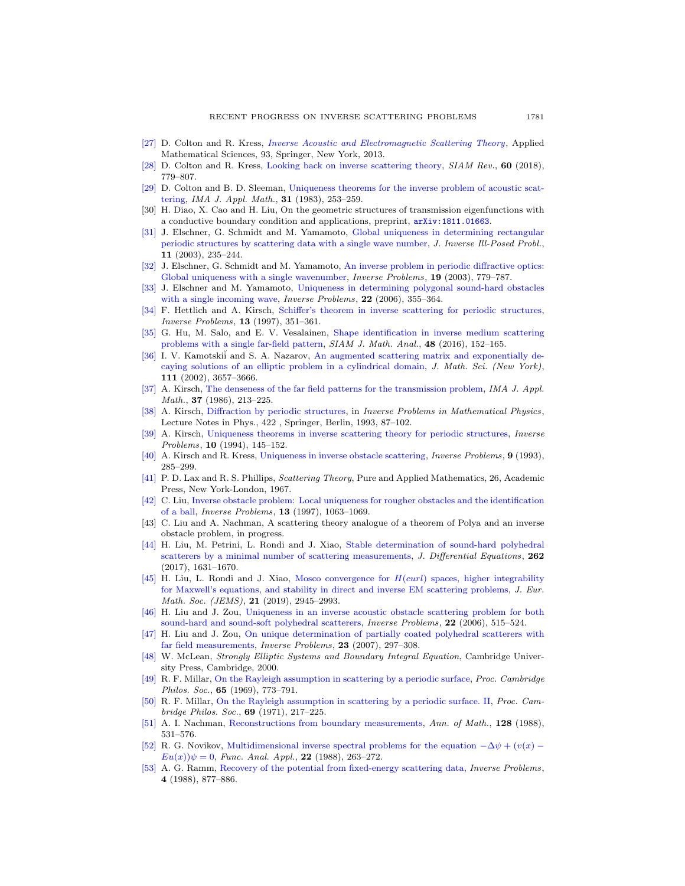[27] D. Colton and R. Kress, *Inverse Acoustic and Electromagnetic Scattering Theory*, Applied Mathematical Sciences, 93, Springer, New York, 2013.

[28] D. Colton and R. Kress, Looking back on inverse scattering theory, *SIAM Rev.*, **60** (2018), 779–807.

[29] D. Colton and B. D. Sleeman, Uniqueness theorems for the inverse problem of acoustic scattering, *IMA J. Appl. Math.*, **31** (1983), 253–259.

[30] H. Diao, X. Cao and H. Liu, On the geometric structures of transmission eigenfunctions with a conductive boundary condition and applications, preprint, arXiv:1811.01663.

[31] J. Elschner, G. Schmidt and M. Yamamoto, Global uniqueness in determining rectangular periodic structures by scattering data with a single wave number, *J. Inverse Ill-Posed Probl.*, **11** (2003), 235–244.

[32] J. Elschner, G. Schmidt and M. Yamamoto, An inverse problem in periodic diffractive optics: Global uniqueness with a single wavenumber, *Inverse Problems*, **19** (2003), 779–787.

[33] J. Elschner and M. Yamamoto, Uniqueness in determining polygonal sound-hard obstacles with a single incoming wave, *Inverse Problems*, **22** (2006), 355–364.

[34] F. Hettlich and A. Kirsch, Schiffer's theorem in inverse scattering for periodic structures, *Inverse Problems*, **13** (1997), 351–361.

[35] G. Hu, M. Salo, and E. V. Vesalainen, Shape identification in inverse medium scattering problems with a single far-field pattern, *SIAM J. Math. Anal.*, **48** (2016), 152–165.

[36] I. V. Kamotskiĭ and S. A. Nazarov, An augmented scattering matrix and exponentially decaying solutions of an elliptic problem in a cylindrical domain, *J. Math. Sci. (New York)*, **111** (2002), 3657–3666.

[37] A. Kirsch, The denseness of the far field patterns for the transmission problem, *IMA J. Appl. Math.*, **37** (1986), 213–225.

[38] A. Kirsch, Diffraction by periodic structures, in *Inverse Problems in Mathematical Physics*, Lecture Notes in Phys., 422 , Springer, Berlin, 1993, 87–102.

[39] A. Kirsch, Uniqueness theorems in inverse scattering theory for periodic structures, *Inverse Problems*, **10** (1994), 145–152.

[40] A. Kirsch and R. Kress, Uniqueness in inverse obstacle scattering, *Inverse Problems*, **9** (1993), 285–299.

[41] P. D. Lax and R. S. Phillips, *Scattering Theory*, Pure and Applied Mathematics, 26, Academic Press, New York-London, 1967.

[42] C. Liu, Inverse obstacle problem: Local uniqueness for rougher obstacles and the identification of a ball, *Inverse Problems*, **13** (1997), 1063–1069.

[43] C. Liu and A. Nachman, A scattering theory analogue of a theorem of Polya and an inverse obstacle problem, in progress.

[44] H. Liu, M. Petrini, L. Rondi and J. Xiao, Stable determination of sound-hard polyhedral scatterers by a minimal number of scattering measurements, *J. Differential Equations*, **262** (2017), 1631–1670.

[45] H. Liu, L. Rondi and J. Xiao, Mosco convergence for $H(curl)$ spaces, higher integrability for Maxwell's equations, and stability in direct and inverse EM scattering problems, *J. Eur. Math. Soc. (JEMS)*, **21** (2019), 2945–2993.

[46] H. Liu and J. Zou, Uniqueness in an inverse acoustic obstacle scattering problem for both sound-hard and sound-soft polyhedral scatterers, *Inverse Problems*, **22** (2006), 515–524.

[47] H. Liu and J. Zou, On unique determination of partially coated polyhedral scatterers with far field measurements, *Inverse Problems*, **23** (2007), 297–308.

[48] W. McLean, *Strongly Elliptic Systems and Boundary Integral Equation*, Cambridge University Press, Cambridge, 2000.

[49] R. F. Millar, On the Rayleigh assumption in scattering by a periodic surface, *Proc. Cambridge Philos. Soc.*, **65** (1969), 773–791.

[50] R. F. Millar, On the Rayleigh assumption in scattering by a periodic surface. II, *Proc. Cambridge Philos. Soc.*, **69** (1971), 217–225.

[51] A. I. Nachman, Reconstructions from boundary measurements, *Ann. of Math.*, **128** (1988), 531–576.

[52] R. G. Novikov, Multidimensional inverse spectral problems for the equation $-\Delta\psi + (v(x) - Eu(x))\psi = 0$, *Func. Anal. Appl.*, **22** (1988), 263–272.

[53] A. G. Ramm, Recovery of the potential from fixed-energy scattering data, *Inverse Problems*, **4** (1988), 877–886.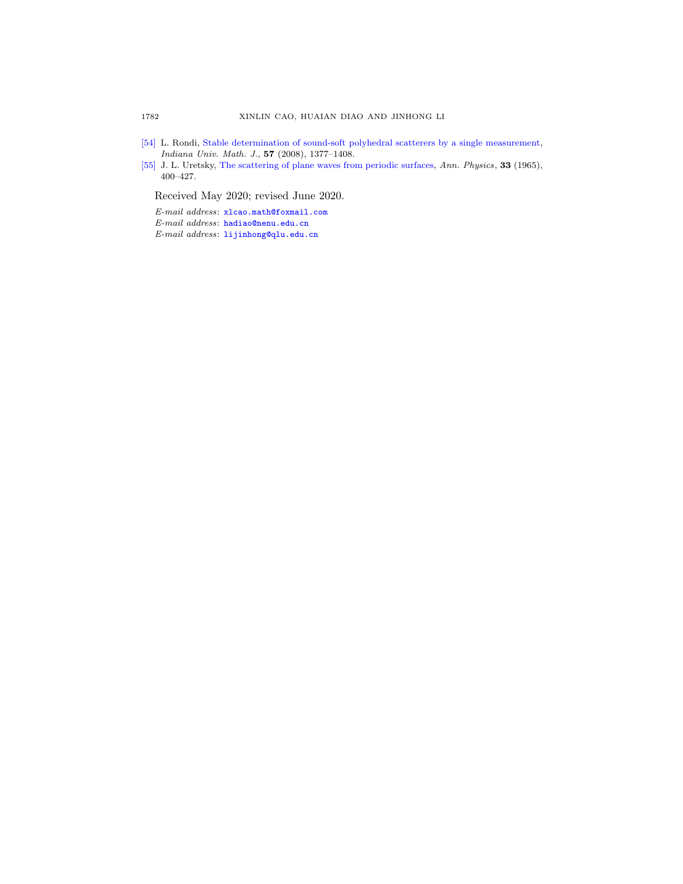[54] L. Rondi, Stable determination of sound-soft polyhedral scatterers by a single measurement, *Indiana Univ. Math. J.*, **57** (2008), 1377–1408.

[55] J. L. Uretsky, The scattering of plane waves from periodic surfaces, *Ann. Physics*, **33** (1965), 400–427.

Received May 2020; revised June 2020.

*E-mail address*: xlcao.math@foxmail.com
*E-mail address*: hadiao@nenu.edu.cn
*E-mail address*: lijinhong@qlu.edu.cn